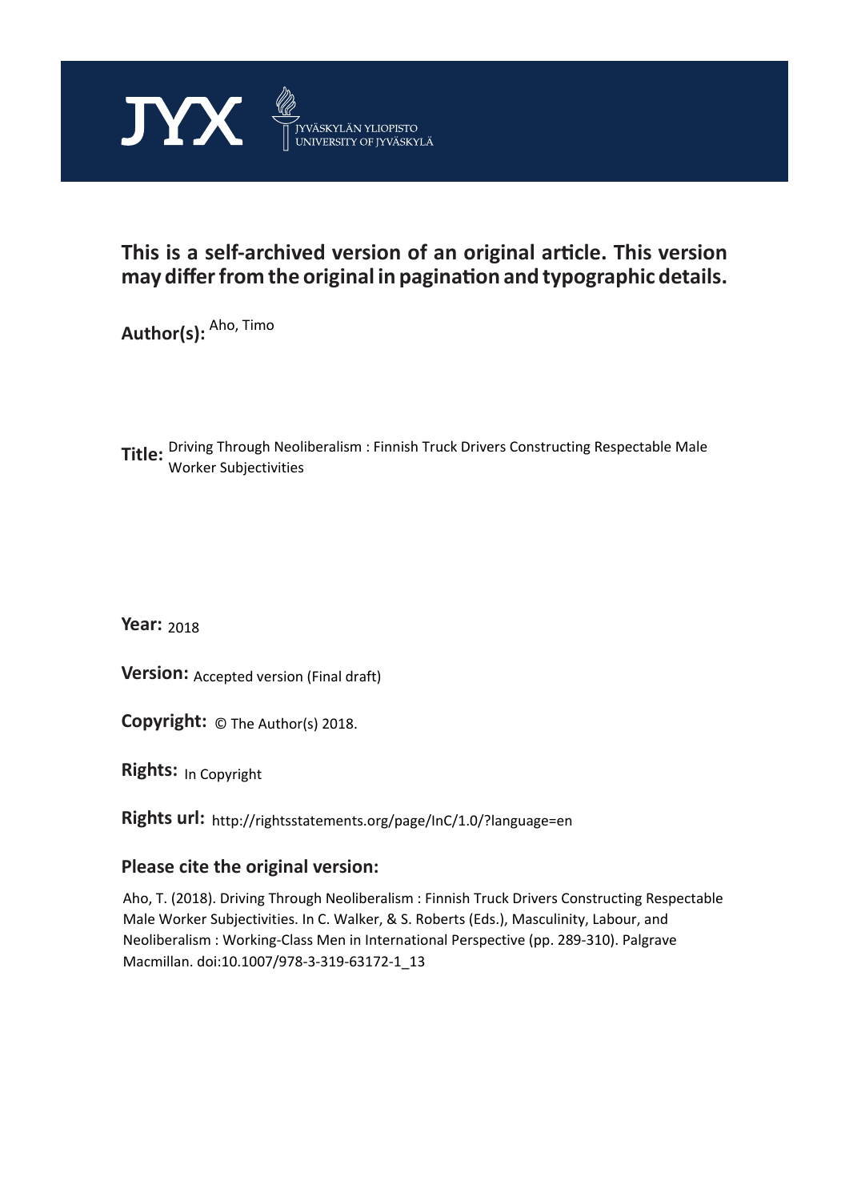JYX JYVÄSKYLÄN YLIOPISTO UNIVERSITY OF JYVÄSKYLÄ

**This is a self-archived version of an original article. This version may differ from the original in pagination and typographic details.**

**Author(s):** Aho, Timo

**Title:** Driving Through Neoliberalism : Finnish Truck Drivers Constructing Respectable Male Worker Subjectivities

**Year:** 2018

**Version:** Accepted version (Final draft)

**Copyright:** © The Author(s) 2018.

**Rights:** In Copyright

**Rights url:** http://rightsstatements.org/page/InC/1.0/?language=en

**Please cite the original version:**

Aho, T. (2018). Driving Through Neoliberalism : Finnish Truck Drivers Constructing Respectable Male Worker Subjectivities. In C. Walker, & S. Roberts (Eds.), Masculinity, Labour, and Neoliberalism : Working-Class Men in International Perspective (pp. 289-310). Palgrave Macmillan. doi:10.1007/978-3-319-63172-1_13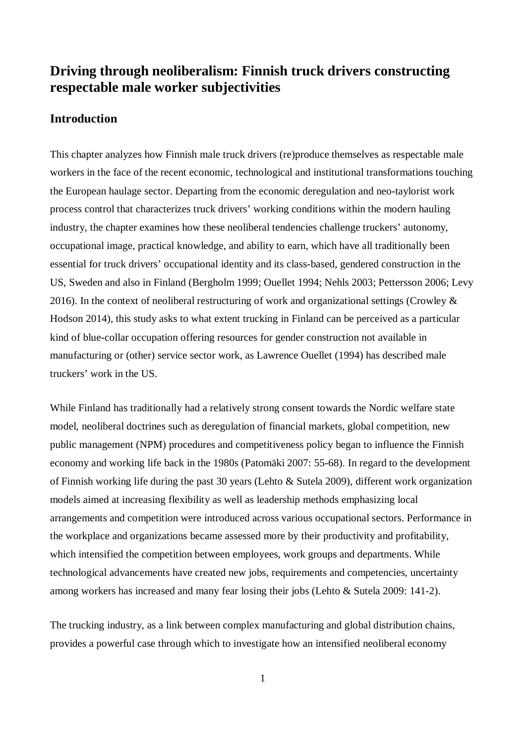## Driving through neoliberalism: Finnish truck drivers constructing respectable male worker subjectivities

### Introduction

This chapter analyzes how Finnish male truck drivers (re)produce themselves as respectable male workers in the face of the recent economic, technological and institutional transformations touching the European haulage sector. Departing from the economic deregulation and neo-taylorist work process control that characterizes truck drivers' working conditions within the modern hauling industry, the chapter examines how these neoliberal tendencies challenge truckers' autonomy, occupational image, practical knowledge, and ability to earn, which have all traditionally been essential for truck drivers' occupational identity and its class-based, gendered construction in the US, Sweden and also in Finland (Bergholm 1999; Ouellet 1994; Nehls 2003; Pettersson 2006; Levy 2016). In the context of neoliberal restructuring of work and organizational settings (Crowley & Hodson 2014), this study asks to what extent trucking in Finland can be perceived as a particular kind of blue-collar occupation offering resources for gender construction not available in manufacturing or (other) service sector work, as Lawrence Ouellet (1994) has described male truckers' work in the US.

While Finland has traditionally had a relatively strong consent towards the Nordic welfare state model, neoliberal doctrines such as deregulation of financial markets, global competition, new public management (NPM) procedures and competitiveness policy began to influence the Finnish economy and working life back in the 1980s (Patomäki 2007: 55-68). In regard to the development of Finnish working life during the past 30 years (Lehto & Sutela 2009), different work organization models aimed at increasing flexibility as well as leadership methods emphasizing local arrangements and competition were introduced across various occupational sectors. Performance in the workplace and organizations became assessed more by their productivity and profitability, which intensified the competition between employees, work groups and departments. While technological advancements have created new jobs, requirements and competencies, uncertainty among workers has increased and many fear losing their jobs (Lehto & Sutela 2009: 141-2).

The trucking industry, as a link between complex manufacturing and global distribution chains, provides a powerful case through which to investigate how an intensified neoliberal economy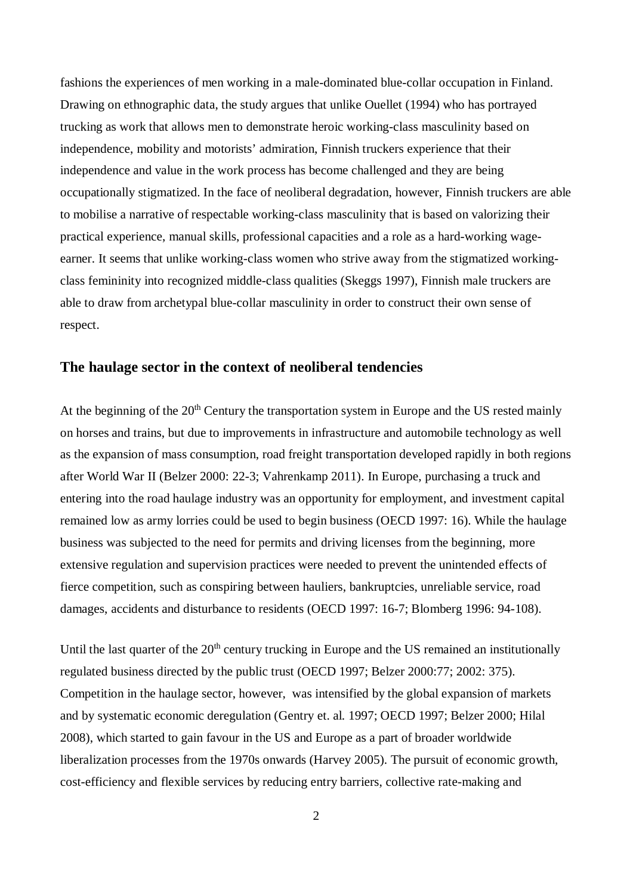fashions the experiences of men working in a male-dominated blue-collar occupation in Finland. Drawing on ethnographic data, the study argues that unlike Ouellet (1994) who has portrayed trucking as work that allows men to demonstrate heroic working-class masculinity based on independence, mobility and motorists' admiration, Finnish truckers experience that their independence and value in the work process has become challenged and they are being occupationally stigmatized. In the face of neoliberal degradation, however, Finnish truckers are able to mobilise a narrative of respectable working-class masculinity that is based on valorizing their practical experience, manual skills, professional capacities and a role as a hard-working wage-earner. It seems that unlike working-class women who strive away from the stigmatized working-class femininity into recognized middle-class qualities (Skeggs 1997), Finnish male truckers are able to draw from archetypal blue-collar masculinity in order to construct their own sense of respect.

## The haulage sector in the context of neoliberal tendencies

At the beginning of the 20th Century the transportation system in Europe and the US rested mainly on horses and trains, but due to improvements in infrastructure and automobile technology as well as the expansion of mass consumption, road freight transportation developed rapidly in both regions after World War II (Belzer 2000: 22-3; Vahrenkamp 2011). In Europe, purchasing a truck and entering into the road haulage industry was an opportunity for employment, and investment capital remained low as army lorries could be used to begin business (OECD 1997: 16). While the haulage business was subjected to the need for permits and driving licenses from the beginning, more extensive regulation and supervision practices were needed to prevent the unintended effects of fierce competition, such as conspiring between hauliers, bankruptcies, unreliable service, road damages, accidents and disturbance to residents (OECD 1997: 16-7; Blomberg 1996: 94-108).

Until the last quarter of the 20th century trucking in Europe and the US remained an institutionally regulated business directed by the public trust (OECD 1997; Belzer 2000:77; 2002: 375). Competition in the haulage sector, however, was intensified by the global expansion of markets and by systematic economic deregulation (Gentry et. al. 1997; OECD 1997; Belzer 2000; Hilal 2008), which started to gain favour in the US and Europe as a part of broader worldwide liberalization processes from the 1970s onwards (Harvey 2005). The pursuit of economic growth, cost-efficiency and flexible services by reducing entry barriers, collective rate-making and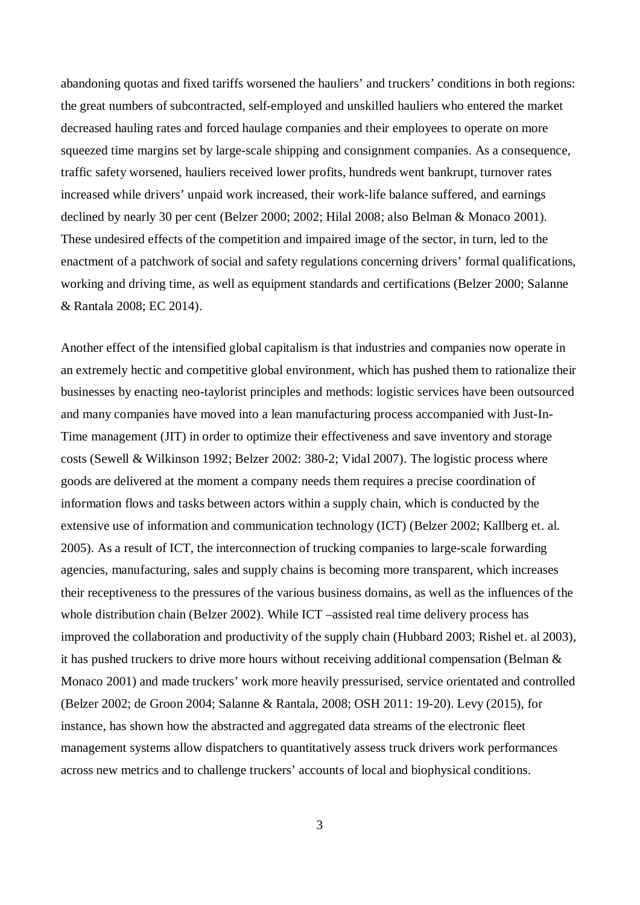abandoning quotas and fixed tariffs worsened the hauliers' and truckers' conditions in both regions: the great numbers of subcontracted, self-employed and unskilled hauliers who entered the market decreased hauling rates and forced haulage companies and their employees to operate on more squeezed time margins set by large-scale shipping and consignment companies. As a consequence, traffic safety worsened, hauliers received lower profits, hundreds went bankrupt, turnover rates increased while drivers' unpaid work increased, their work-life balance suffered, and earnings declined by nearly 30 per cent (Belzer 2000; 2002; Hilal 2008; also Belman & Monaco 2001). These undesired effects of the competition and impaired image of the sector, in turn, led to the enactment of a patchwork of social and safety regulations concerning drivers' formal qualifications, working and driving time, as well as equipment standards and certifications (Belzer 2000; Salanne & Rantala 2008; EC 2014).

Another effect of the intensified global capitalism is that industries and companies now operate in an extremely hectic and competitive global environment, which has pushed them to rationalize their businesses by enacting neo-taylorist principles and methods: logistic services have been outsourced and many companies have moved into a lean manufacturing process accompanied with Just-In-Time management (JIT) in order to optimize their effectiveness and save inventory and storage costs (Sewell & Wilkinson 1992; Belzer 2002: 380-2; Vidal 2007). The logistic process where goods are delivered at the moment a company needs them requires a precise coordination of information flows and tasks between actors within a supply chain, which is conducted by the extensive use of information and communication technology (ICT) (Belzer 2002; Kallberg et. al. 2005). As a result of ICT, the interconnection of trucking companies to large-scale forwarding agencies, manufacturing, sales and supply chains is becoming more transparent, which increases their receptiveness to the pressures of the various business domains, as well as the influences of the whole distribution chain (Belzer 2002). While ICT –assisted real time delivery process has improved the collaboration and productivity of the supply chain (Hubbard 2003; Rishel et. al 2003), it has pushed truckers to drive more hours without receiving additional compensation (Belman & Monaco 2001) and made truckers' work more heavily pressurised, service orientated and controlled (Belzer 2002; de Groon 2004; Salanne & Rantala, 2008; OSH 2011: 19-20). Levy (2015), for instance, has shown how the abstracted and aggregated data streams of the electronic fleet management systems allow dispatchers to quantitatively assess truck drivers work performances across new metrics and to challenge truckers' accounts of local and biophysical conditions.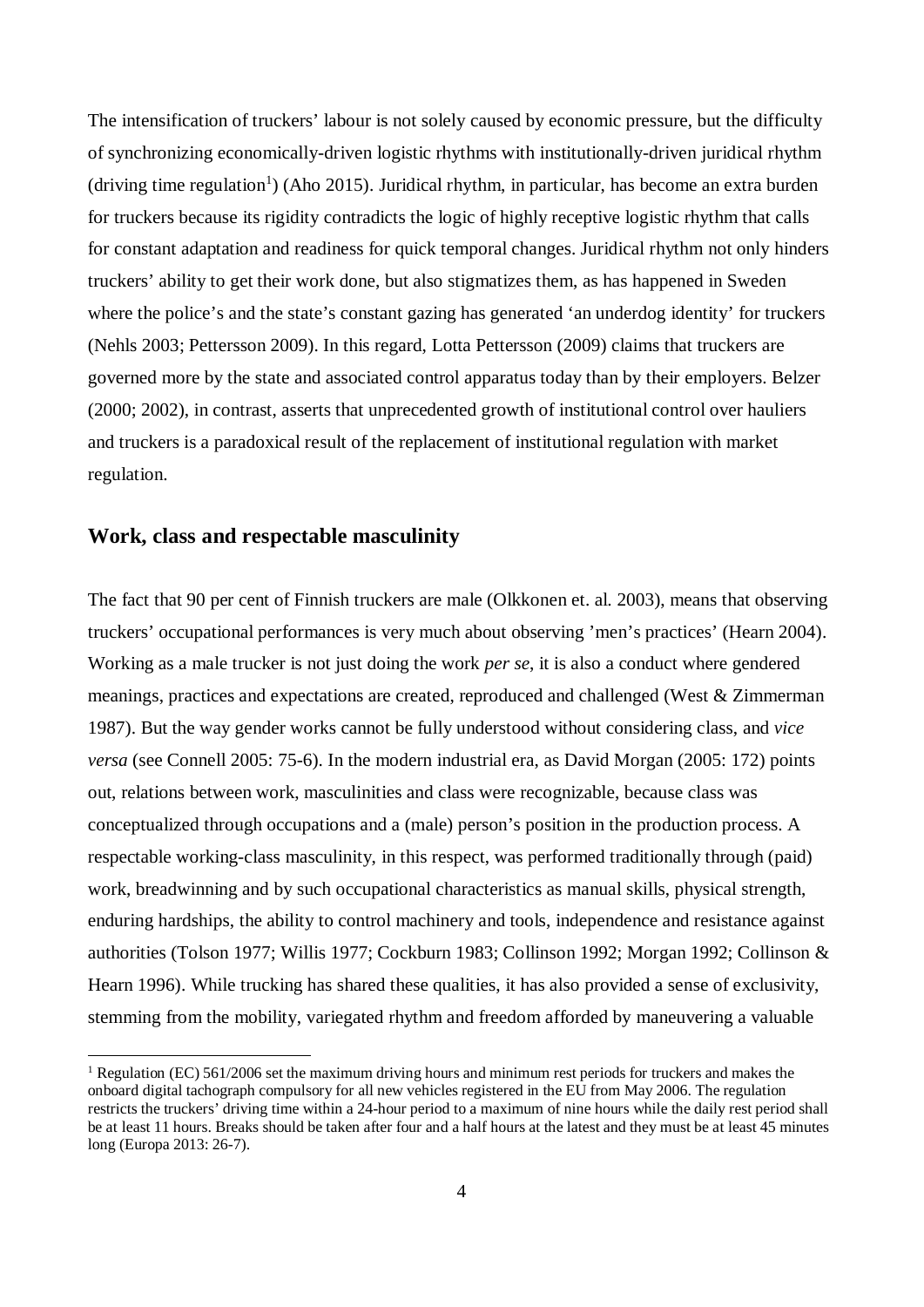The intensification of truckers' labour is not solely caused by economic pressure, but the difficulty of synchronizing economically-driven logistic rhythms with institutionally-driven juridical rhythm (driving time regulation[1]) (Aho 2015). Juridical rhythm, in particular, has become an extra burden for truckers because its rigidity contradicts the logic of highly receptive logistic rhythm that calls for constant adaptation and readiness for quick temporal changes. Juridical rhythm not only hinders truckers' ability to get their work done, but also stigmatizes them, as has happened in Sweden where the police's and the state's constant gazing has generated 'an underdog identity' for truckers (Nehls 2003; Pettersson 2009). In this regard, Lotta Pettersson (2009) claims that truckers are governed more by the state and associated control apparatus today than by their employers. Belzer (2000; 2002), in contrast, asserts that unprecedented growth of institutional control over hauliers and truckers is a paradoxical result of the replacement of institutional regulation with market regulation.

## Work, class and respectable masculinity

The fact that 90 per cent of Finnish truckers are male (Olkkonen et. al. 2003), means that observing truckers' occupational performances is very much about observing 'men's practices' (Hearn 2004). Working as a male trucker is not just doing the work *per se*, it is also a conduct where gendered meanings, practices and expectations are created, reproduced and challenged (West & Zimmerman 1987). But the way gender works cannot be fully understood without considering class, and *vice versa* (see Connell 2005: 75-6). In the modern industrial era, as David Morgan (2005: 172) points out, relations between work, masculinities and class were recognizable, because class was conceptualized through occupations and a (male) person's position in the production process. A respectable working-class masculinity, in this respect, was performed traditionally through (paid) work, breadwinning and by such occupational characteristics as manual skills, physical strength, enduring hardships, the ability to control machinery and tools, independence and resistance against authorities (Tolson 1977; Willis 1977; Cockburn 1983; Collinson 1992; Morgan 1992; Collinson & Hearn 1996). While trucking has shared these qualities, it has also provided a sense of exclusivity, stemming from the mobility, variegated rhythm and freedom afforded by maneuvering a valuable

[1] Regulation (EC) 561/2006 set the maximum driving hours and minimum rest periods for truckers and makes the onboard digital tachograph compulsory for all new vehicles registered in the EU from May 2006. The regulation restricts the truckers' driving time within a 24-hour period to a maximum of nine hours while the daily rest period shall be at least 11 hours. Breaks should be taken after four and a half hours at the latest and they must be at least 45 minutes long (Europa 2013: 26-7).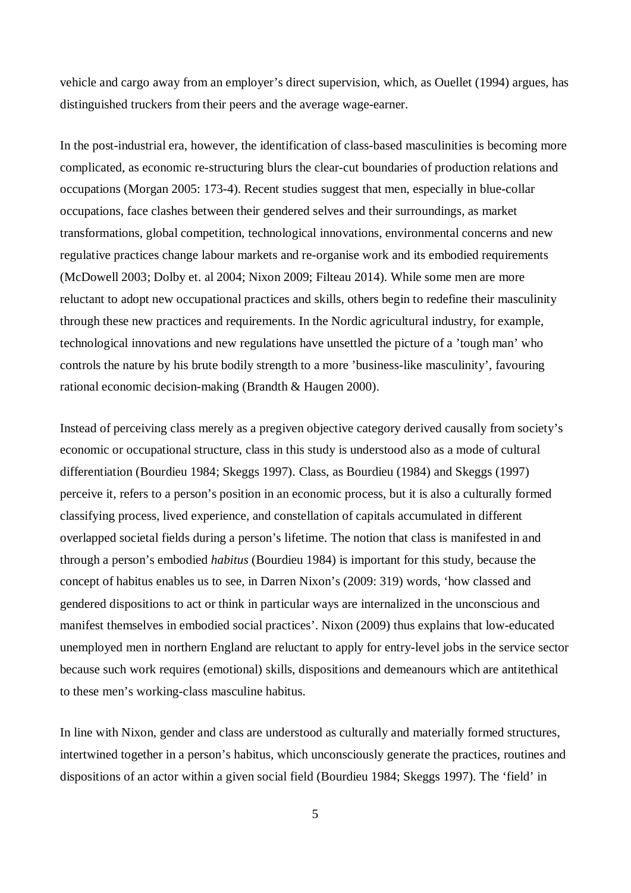vehicle and cargo away from an employer's direct supervision, which, as Ouellet (1994) argues, has distinguished truckers from their peers and the average wage-earner.

In the post-industrial era, however, the identification of class-based masculinities is becoming more complicated, as economic re-structuring blurs the clear-cut boundaries of production relations and occupations (Morgan 2005: 173-4). Recent studies suggest that men, especially in blue-collar occupations, face clashes between their gendered selves and their surroundings, as market transformations, global competition, technological innovations, environmental concerns and new regulative practices change labour markets and re-organise work and its embodied requirements (McDowell 2003; Dolby et. al 2004; Nixon 2009; Filteau 2014). While some men are more reluctant to adopt new occupational practices and skills, others begin to redefine their masculinity through these new practices and requirements. In the Nordic agricultural industry, for example, technological innovations and new regulations have unsettled the picture of a 'tough man' who controls the nature by his brute bodily strength to a more 'business-like masculinity', favouring rational economic decision-making (Brandth & Haugen 2000).

Instead of perceiving class merely as a pregiven objective category derived causally from society's economic or occupational structure, class in this study is understood also as a mode of cultural differentiation (Bourdieu 1984; Skeggs 1997). Class, as Bourdieu (1984) and Skeggs (1997) perceive it, refers to a person's position in an economic process, but it is also a culturally formed classifying process, lived experience, and constellation of capitals accumulated in different overlapped societal fields during a person's lifetime. The notion that class is manifested in and through a person's embodied *habitus* (Bourdieu 1984) is important for this study, because the concept of habitus enables us to see, in Darren Nixon's (2009: 319) words, 'how classed and gendered dispositions to act or think in particular ways are internalized in the unconscious and manifest themselves in embodied social practices'. Nixon (2009) thus explains that low-educated unemployed men in northern England are reluctant to apply for entry-level jobs in the service sector because such work requires (emotional) skills, dispositions and demeanours which are antitethical to these men's working-class masculine habitus.

In line with Nixon, gender and class are understood as culturally and materially formed structures, intertwined together in a person's habitus, which unconsciously generate the practices, routines and dispositions of an actor within a given social field (Bourdieu 1984; Skeggs 1997). The 'field' in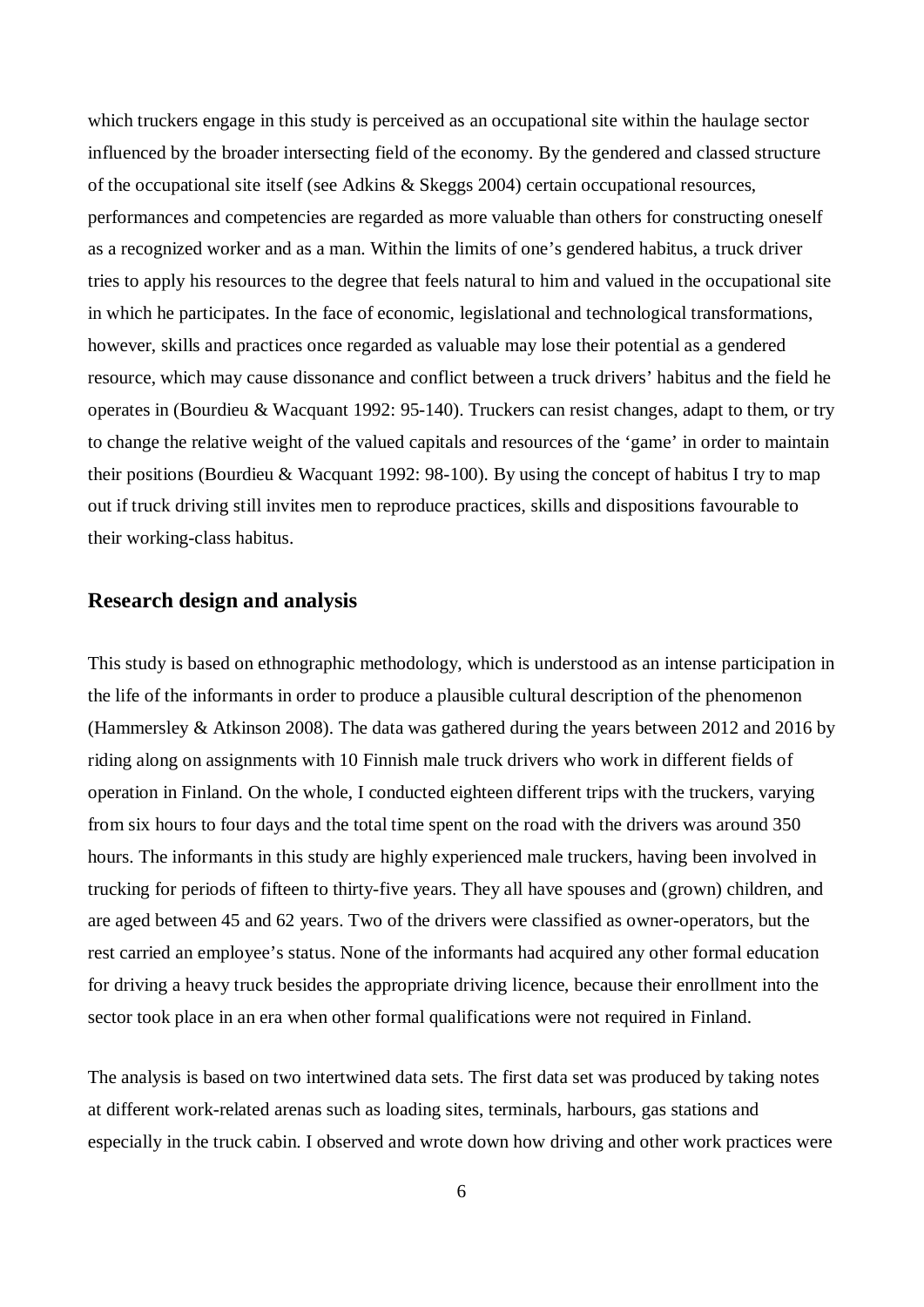which truckers engage in this study is perceived as an occupational site within the haulage sector influenced by the broader intersecting field of the economy. By the gendered and classed structure of the occupational site itself (see Adkins & Skeggs 2004) certain occupational resources, performances and competencies are regarded as more valuable than others for constructing oneself as a recognized worker and as a man. Within the limits of one's gendered habitus, a truck driver tries to apply his resources to the degree that feels natural to him and valued in the occupational site in which he participates. In the face of economic, legislational and technological transformations, however, skills and practices once regarded as valuable may lose their potential as a gendered resource, which may cause dissonance and conflict between a truck drivers' habitus and the field he operates in (Bourdieu & Wacquant 1992: 95-140). Truckers can resist changes, adapt to them, or try to change the relative weight of the valued capitals and resources of the 'game' in order to maintain their positions (Bourdieu & Wacquant 1992: 98-100). By using the concept of habitus I try to map out if truck driving still invites men to reproduce practices, skills and dispositions favourable to their working-class habitus.

## Research design and analysis

This study is based on ethnographic methodology, which is understood as an intense participation in the life of the informants in order to produce a plausible cultural description of the phenomenon (Hammersley & Atkinson 2008). The data was gathered during the years between 2012 and 2016 by riding along on assignments with 10 Finnish male truck drivers who work in different fields of operation in Finland. On the whole, I conducted eighteen different trips with the truckers, varying from six hours to four days and the total time spent on the road with the drivers was around 350 hours. The informants in this study are highly experienced male truckers, having been involved in trucking for periods of fifteen to thirty-five years. They all have spouses and (grown) children, and are aged between 45 and 62 years. Two of the drivers were classified as owner-operators, but the rest carried an employee's status. None of the informants had acquired any other formal education for driving a heavy truck besides the appropriate driving licence, because their enrollment into the sector took place in an era when other formal qualifications were not required in Finland.

The analysis is based on two intertwined data sets. The first data set was produced by taking notes at different work-related arenas such as loading sites, terminals, harbours, gas stations and especially in the truck cabin. I observed and wrote down how driving and other work practices were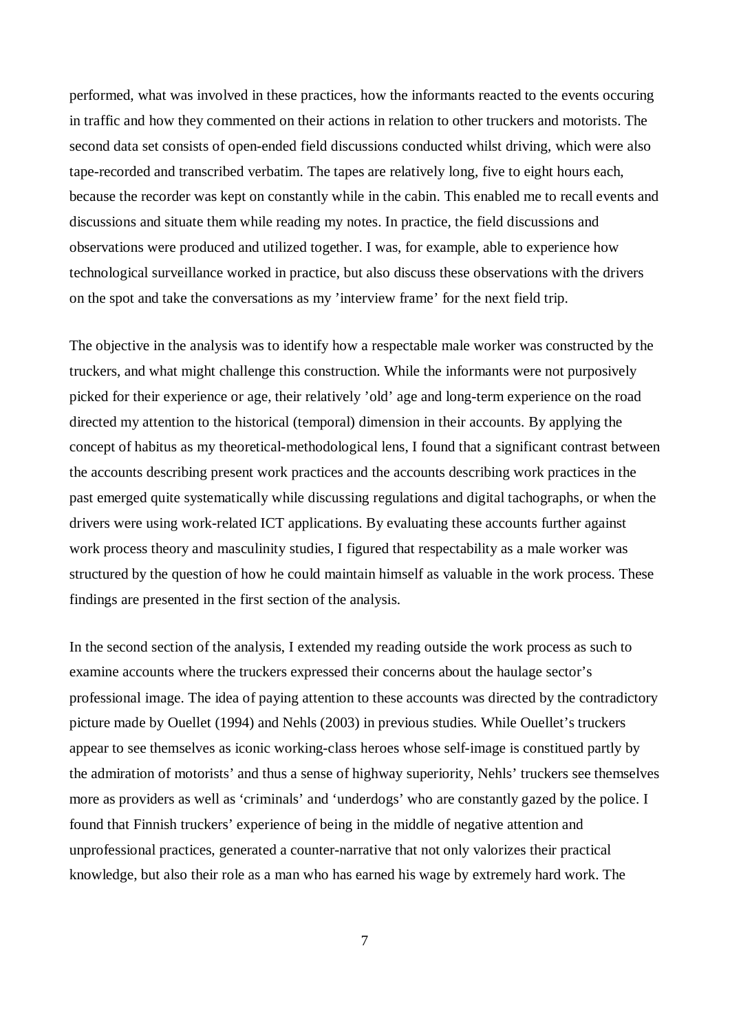performed, what was involved in these practices, how the informants reacted to the events occuring in traffic and how they commented on their actions in relation to other truckers and motorists. The second data set consists of open-ended field discussions conducted whilst driving, which were also tape-recorded and transcribed verbatim. The tapes are relatively long, five to eight hours each, because the recorder was kept on constantly while in the cabin. This enabled me to recall events and discussions and situate them while reading my notes. In practice, the field discussions and observations were produced and utilized together. I was, for example, able to experience how technological surveillance worked in practice, but also discuss these observations with the drivers on the spot and take the conversations as my 'interview frame' for the next field trip.

The objective in the analysis was to identify how a respectable male worker was constructed by the truckers, and what might challenge this construction. While the informants were not purposively picked for their experience or age, their relatively 'old' age and long-term experience on the road directed my attention to the historical (temporal) dimension in their accounts. By applying the concept of habitus as my theoretical-methodological lens, I found that a significant contrast between the accounts describing present work practices and the accounts describing work practices in the past emerged quite systematically while discussing regulations and digital tachographs, or when the drivers were using work-related ICT applications. By evaluating these accounts further against work process theory and masculinity studies, I figured that respectability as a male worker was structured by the question of how he could maintain himself as valuable in the work process. These findings are presented in the first section of the analysis.

In the second section of the analysis, I extended my reading outside the work process as such to examine accounts where the truckers expressed their concerns about the haulage sector's professional image. The idea of paying attention to these accounts was directed by the contradictory picture made by Ouellet (1994) and Nehls (2003) in previous studies. While Ouellet's truckers appear to see themselves as iconic working-class heroes whose self-image is constitued partly by the admiration of motorists' and thus a sense of highway superiority, Nehls' truckers see themselves more as providers as well as 'criminals' and 'underdogs' who are constantly gazed by the police. I found that Finnish truckers' experience of being in the middle of negative attention and unprofessional practices, generated a counter-narrative that not only valorizes their practical knowledge, but also their role as a man who has earned his wage by extremely hard work. The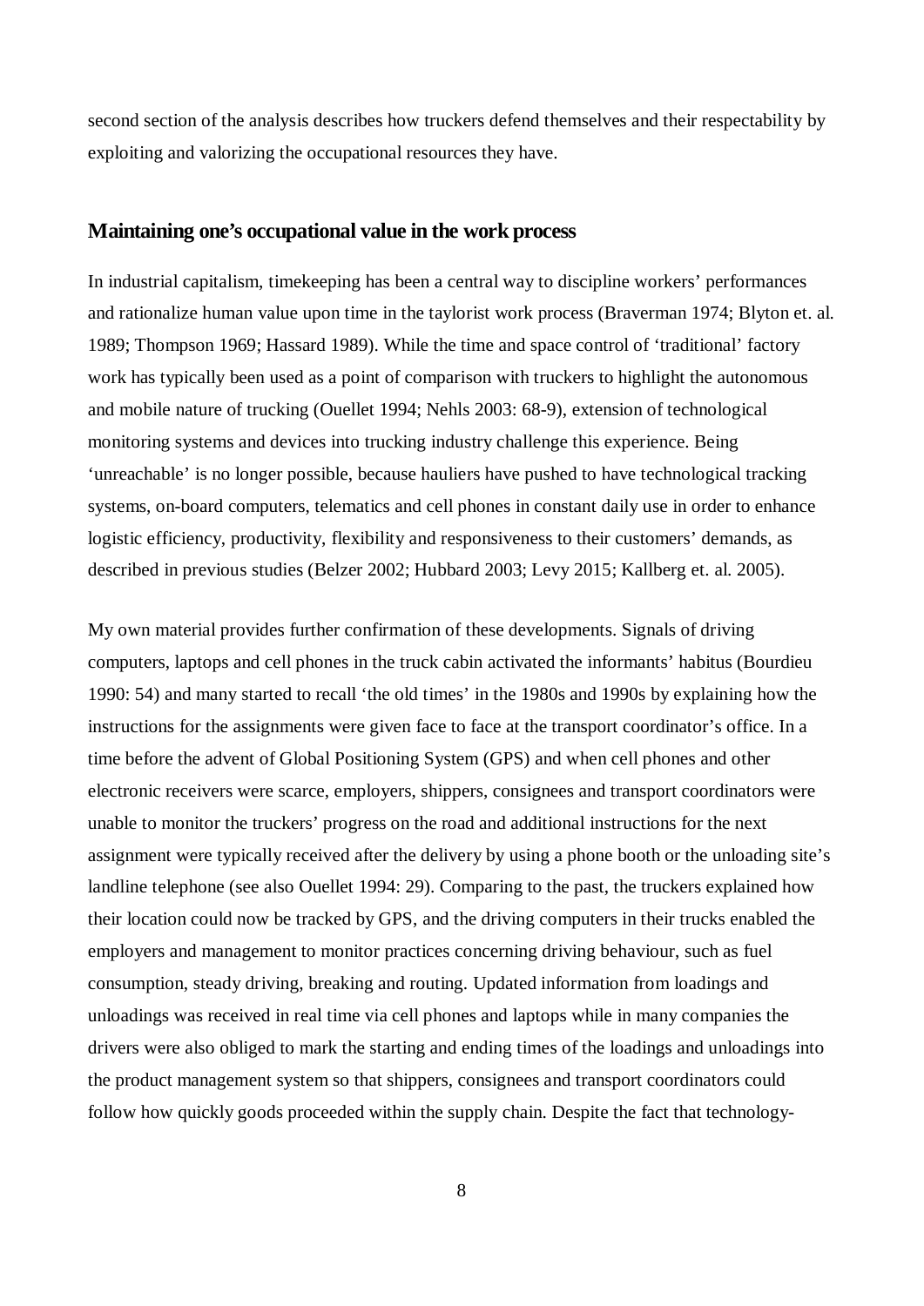second section of the analysis describes how truckers defend themselves and their respectability by exploiting and valorizing the occupational resources they have.

## Maintaining one's occupational value in the work process

In industrial capitalism, timekeeping has been a central way to discipline workers' performances and rationalize human value upon time in the taylorist work process (Braverman 1974; Blyton et. al. 1989; Thompson 1969; Hassard 1989). While the time and space control of 'traditional' factory work has typically been used as a point of comparison with truckers to highlight the autonomous and mobile nature of trucking (Ouellet 1994; Nehls 2003: 68-9), extension of technological monitoring systems and devices into trucking industry challenge this experience. Being 'unreachable' is no longer possible, because hauliers have pushed to have technological tracking systems, on-board computers, telematics and cell phones in constant daily use in order to enhance logistic efficiency, productivity, flexibility and responsiveness to their customers' demands, as described in previous studies (Belzer 2002; Hubbard 2003; Levy 2015; Kallberg et. al. 2005).

My own material provides further confirmation of these developments. Signals of driving computers, laptops and cell phones in the truck cabin activated the informants' habitus (Bourdieu 1990: 54) and many started to recall 'the old times' in the 1980s and 1990s by explaining how the instructions for the assignments were given face to face at the transport coordinator's office. In a time before the advent of Global Positioning System (GPS) and when cell phones and other electronic receivers were scarce, employers, shippers, consignees and transport coordinators were unable to monitor the truckers' progress on the road and additional instructions for the next assignment were typically received after the delivery by using a phone booth or the unloading site's landline telephone (see also Ouellet 1994: 29). Comparing to the past, the truckers explained how their location could now be tracked by GPS, and the driving computers in their trucks enabled the employers and management to monitor practices concerning driving behaviour, such as fuel consumption, steady driving, breaking and routing. Updated information from loadings and unloadings was received in real time via cell phones and laptops while in many companies the drivers were also obliged to mark the starting and ending times of the loadings and unloadings into the product management system so that shippers, consignees and transport coordinators could follow how quickly goods proceeded within the supply chain. Despite the fact that technology-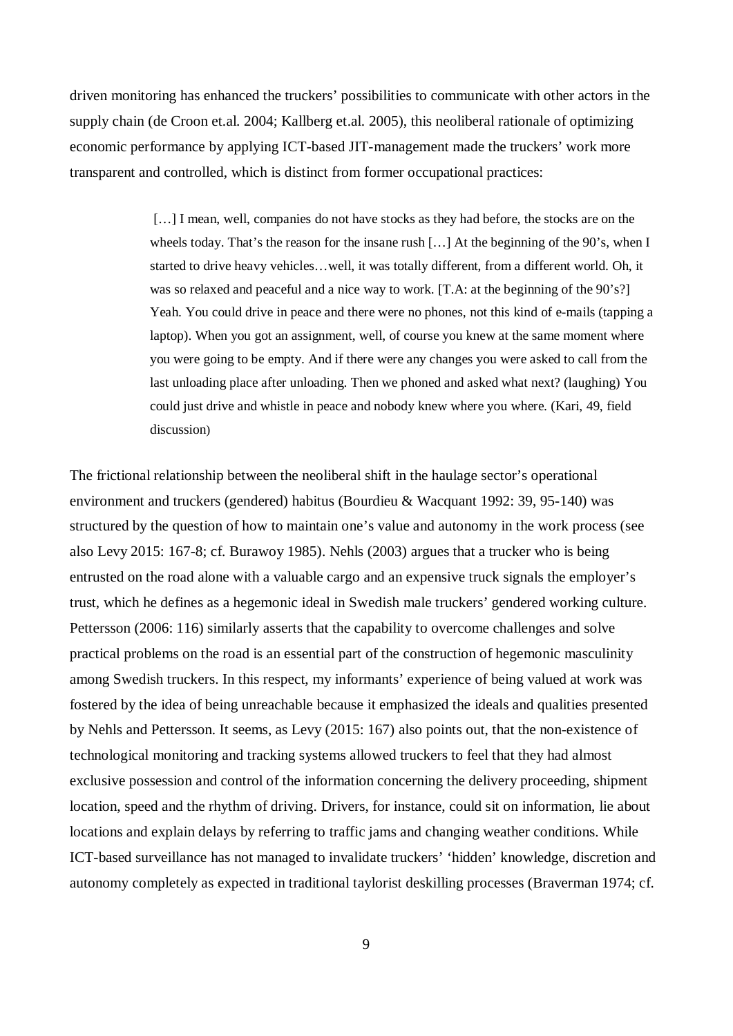driven monitoring has enhanced the truckers' possibilities to communicate with other actors in the supply chain (de Croon et.al. 2004; Kallberg et.al. 2005), this neoliberal rationale of optimizing economic performance by applying ICT-based JIT-management made the truckers' work more transparent and controlled, which is distinct from former occupational practices:

> […] I mean, well, companies do not have stocks as they had before, the stocks are on the wheels today. That's the reason for the insane rush […] At the beginning of the 90's, when I started to drive heavy vehicles…well, it was totally different, from a different world. Oh, it was so relaxed and peaceful and a nice way to work. [T.A: at the beginning of the 90's?] Yeah. You could drive in peace and there were no phones, not this kind of e-mails (tapping a laptop). When you got an assignment, well, of course you knew at the same moment where you were going to be empty. And if there were any changes you were asked to call from the last unloading place after unloading. Then we phoned and asked what next? (laughing) You could just drive and whistle in peace and nobody knew where you where. (Kari, 49, field discussion)

The frictional relationship between the neoliberal shift in the haulage sector's operational environment and truckers (gendered) habitus (Bourdieu & Wacquant 1992: 39, 95-140) was structured by the question of how to maintain one's value and autonomy in the work process (see also Levy 2015: 167-8; cf. Burawoy 1985). Nehls (2003) argues that a trucker who is being entrusted on the road alone with a valuable cargo and an expensive truck signals the employer's trust, which he defines as a hegemonic ideal in Swedish male truckers' gendered working culture. Pettersson (2006: 116) similarly asserts that the capability to overcome challenges and solve practical problems on the road is an essential part of the construction of hegemonic masculinity among Swedish truckers. In this respect, my informants' experience of being valued at work was fostered by the idea of being unreachable because it emphasized the ideals and qualities presented by Nehls and Pettersson. It seems, as Levy (2015: 167) also points out, that the non-existence of technological monitoring and tracking systems allowed truckers to feel that they had almost exclusive possession and control of the information concerning the delivery proceeding, shipment location, speed and the rhythm of driving. Drivers, for instance, could sit on information, lie about locations and explain delays by referring to traffic jams and changing weather conditions. While ICT-based surveillance has not managed to invalidate truckers' 'hidden' knowledge, discretion and autonomy completely as expected in traditional taylorist deskilling processes (Braverman 1974; cf.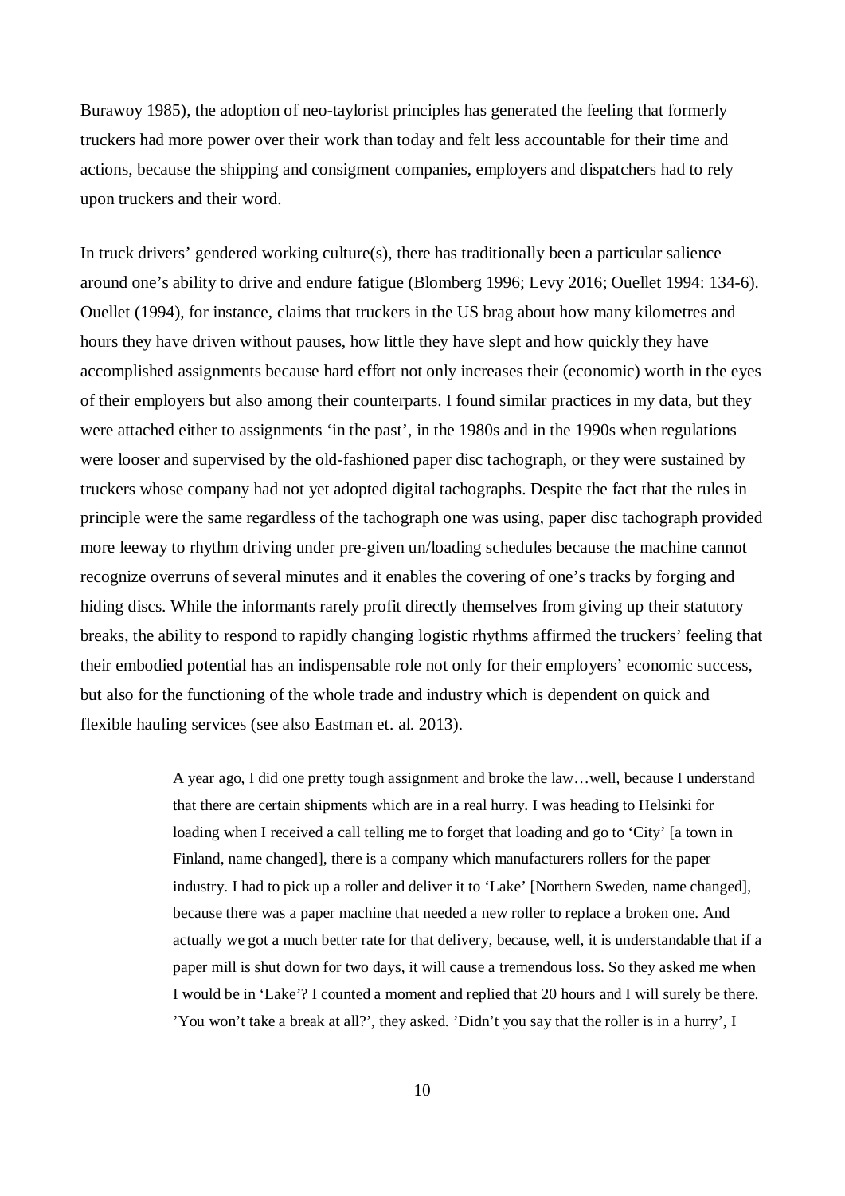Burawoy 1985), the adoption of neo-taylorist principles has generated the feeling that formerly truckers had more power over their work than today and felt less accountable for their time and actions, because the shipping and consigment companies, employers and dispatchers had to rely upon truckers and their word.

In truck drivers' gendered working culture(s), there has traditionally been a particular salience around one's ability to drive and endure fatigue (Blomberg 1996; Levy 2016; Ouellet 1994: 134-6). Ouellet (1994), for instance, claims that truckers in the US brag about how many kilometres and hours they have driven without pauses, how little they have slept and how quickly they have accomplished assignments because hard effort not only increases their (economic) worth in the eyes of their employers but also among their counterparts. I found similar practices in my data, but they were attached either to assignments 'in the past', in the 1980s and in the 1990s when regulations were looser and supervised by the old-fashioned paper disc tachograph, or they were sustained by truckers whose company had not yet adopted digital tachographs. Despite the fact that the rules in principle were the same regardless of the tachograph one was using, paper disc tachograph provided more leeway to rhythm driving under pre-given un/loading schedules because the machine cannot recognize overruns of several minutes and it enables the covering of one's tracks by forging and hiding discs. While the informants rarely profit directly themselves from giving up their statutory breaks, the ability to respond to rapidly changing logistic rhythms affirmed the truckers' feeling that their embodied potential has an indispensable role not only for their employers' economic success, but also for the functioning of the whole trade and industry which is dependent on quick and flexible hauling services (see also Eastman et. al. 2013).

> A year ago, I did one pretty tough assignment and broke the law…well, because I understand that there are certain shipments which are in a real hurry. I was heading to Helsinki for loading when I received a call telling me to forget that loading and go to 'City' [a town in Finland, name changed], there is a company which manufacturers rollers for the paper industry. I had to pick up a roller and deliver it to 'Lake' [Northern Sweden, name changed], because there was a paper machine that needed a new roller to replace a broken one. And actually we got a much better rate for that delivery, because, well, it is understandable that if a paper mill is shut down for two days, it will cause a tremendous loss. So they asked me when I would be in 'Lake'? I counted a moment and replied that 20 hours and I will surely be there. 'You won't take a break at all?', they asked. 'Didn't you say that the roller is in a hurry', I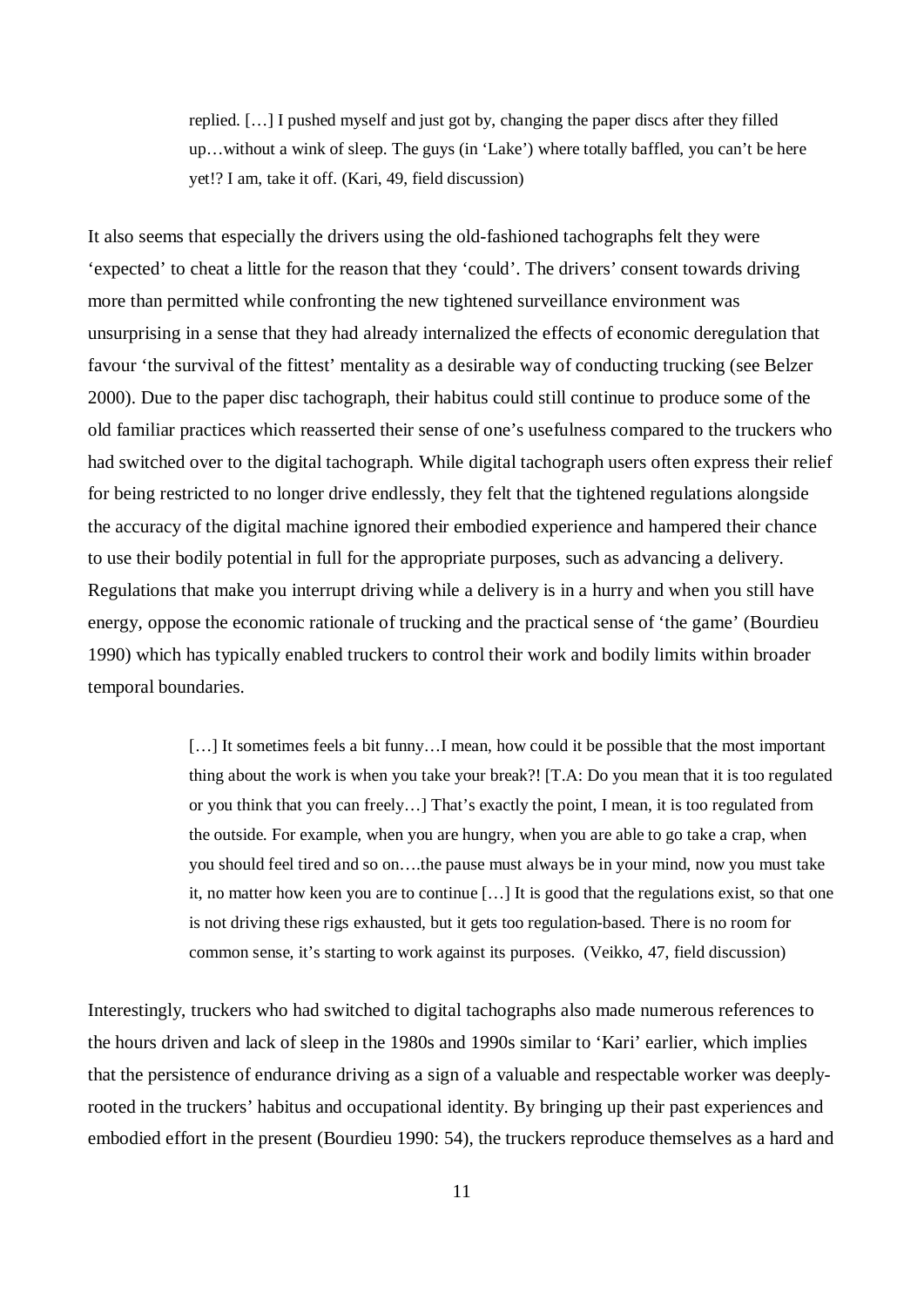> replied. […] I pushed myself and just got by, changing the paper discs after they filled up…without a wink of sleep. The guys (in 'Lake') where totally baffled, you can't be here yet!? I am, take it off. (Kari, 49, field discussion)

It also seems that especially the drivers using the old-fashioned tachographs felt they were 'expected' to cheat a little for the reason that they 'could'. The drivers' consent towards driving more than permitted while confronting the new tightened surveillance environment was unsurprising in a sense that they had already internalized the effects of economic deregulation that favour 'the survival of the fittest' mentality as a desirable way of conducting trucking (see Belzer 2000). Due to the paper disc tachograph, their habitus could still continue to produce some of the old familiar practices which reasserted their sense of one's usefulness compared to the truckers who had switched over to the digital tachograph. While digital tachograph users often express their relief for being restricted to no longer drive endlessly, they felt that the tightened regulations alongside the accuracy of the digital machine ignored their embodied experience and hampered their chance to use their bodily potential in full for the appropriate purposes, such as advancing a delivery. Regulations that make you interrupt driving while a delivery is in a hurry and when you still have energy, oppose the economic rationale of trucking and the practical sense of 'the game' (Bourdieu 1990) which has typically enabled truckers to control their work and bodily limits within broader temporal boundaries.

> […] It sometimes feels a bit funny…I mean, how could it be possible that the most important thing about the work is when you take your break?! [T.A: Do you mean that it is too regulated or you think that you can freely…] That's exactly the point, I mean, it is too regulated from the outside. For example, when you are hungry, when you are able to go take a crap, when you should feel tired and so on….the pause must always be in your mind, now you must take it, no matter how keen you are to continue […] It is good that the regulations exist, so that one is not driving these rigs exhausted, but it gets too regulation-based. There is no room for common sense, it's starting to work against its purposes. (Veikko, 47, field discussion)

Interestingly, truckers who had switched to digital tachographs also made numerous references to the hours driven and lack of sleep in the 1980s and 1990s similar to 'Kari' earlier, which implies that the persistence of endurance driving as a sign of a valuable and respectable worker was deeply-rooted in the truckers' habitus and occupational identity. By bringing up their past experiences and embodied effort in the present (Bourdieu 1990: 54), the truckers reproduce themselves as a hard and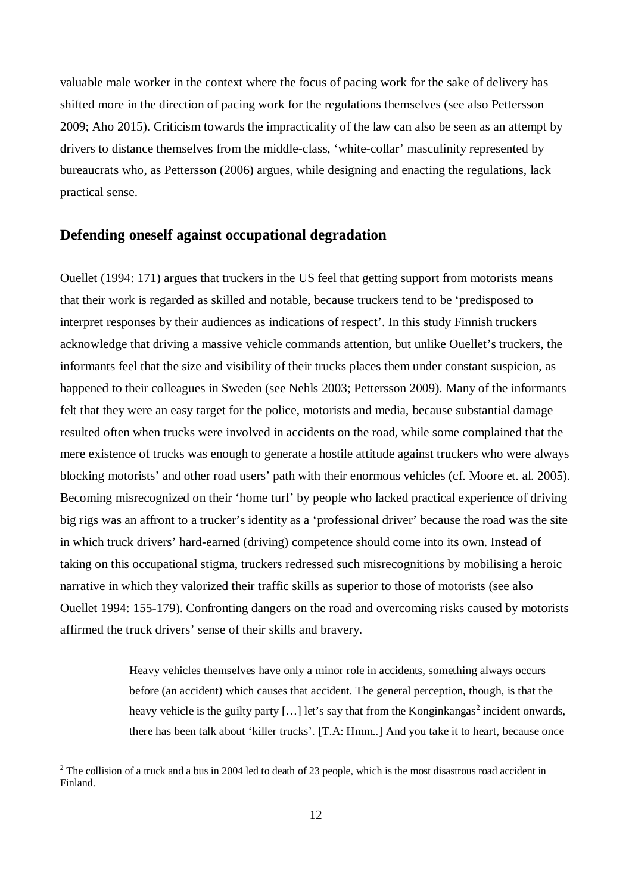valuable male worker in the context where the focus of pacing work for the sake of delivery has shifted more in the direction of pacing work for the regulations themselves (see also Pettersson 2009; Aho 2015). Criticism towards the impracticality of the law can also be seen as an attempt by drivers to distance themselves from the middle-class, 'white-collar' masculinity represented by bureaucrats who, as Pettersson (2006) argues, while designing and enacting the regulations, lack practical sense.

## Defending oneself against occupational degradation

Ouellet (1994: 171) argues that truckers in the US feel that getting support from motorists means that their work is regarded as skilled and notable, because truckers tend to be 'predisposed to interpret responses by their audiences as indications of respect'. In this study Finnish truckers acknowledge that driving a massive vehicle commands attention, but unlike Ouellet's truckers, the informants feel that the size and visibility of their trucks places them under constant suspicion, as happened to their colleagues in Sweden (see Nehls 2003; Pettersson 2009). Many of the informants felt that they were an easy target for the police, motorists and media, because substantial damage resulted often when trucks were involved in accidents on the road, while some complained that the mere existence of trucks was enough to generate a hostile attitude against truckers who were always blocking motorists' and other road users' path with their enormous vehicles (cf. Moore et. al. 2005). Becoming misrecognized on their 'home turf' by people who lacked practical experience of driving big rigs was an affront to a trucker's identity as a 'professional driver' because the road was the site in which truck drivers' hard-earned (driving) competence should come into its own. Instead of taking on this occupational stigma, truckers redressed such misrecognitions by mobilising a heroic narrative in which they valorized their traffic skills as superior to those of motorists (see also Ouellet 1994: 155-179). Confronting dangers on the road and overcoming risks caused by motorists affirmed the truck drivers' sense of their skills and bravery.

> Heavy vehicles themselves have only a minor role in accidents, something always occurs before (an accident) which causes that accident. The general perception, though, is that the heavy vehicle is the guilty party […] let's say that from the Konginkangas[2] incident onwards, there has been talk about 'killer trucks'. [T.A: Hmm..] And you take it to heart, because once

[2] The collision of a truck and a bus in 2004 led to death of 23 people, which is the most disastrous road accident in Finland.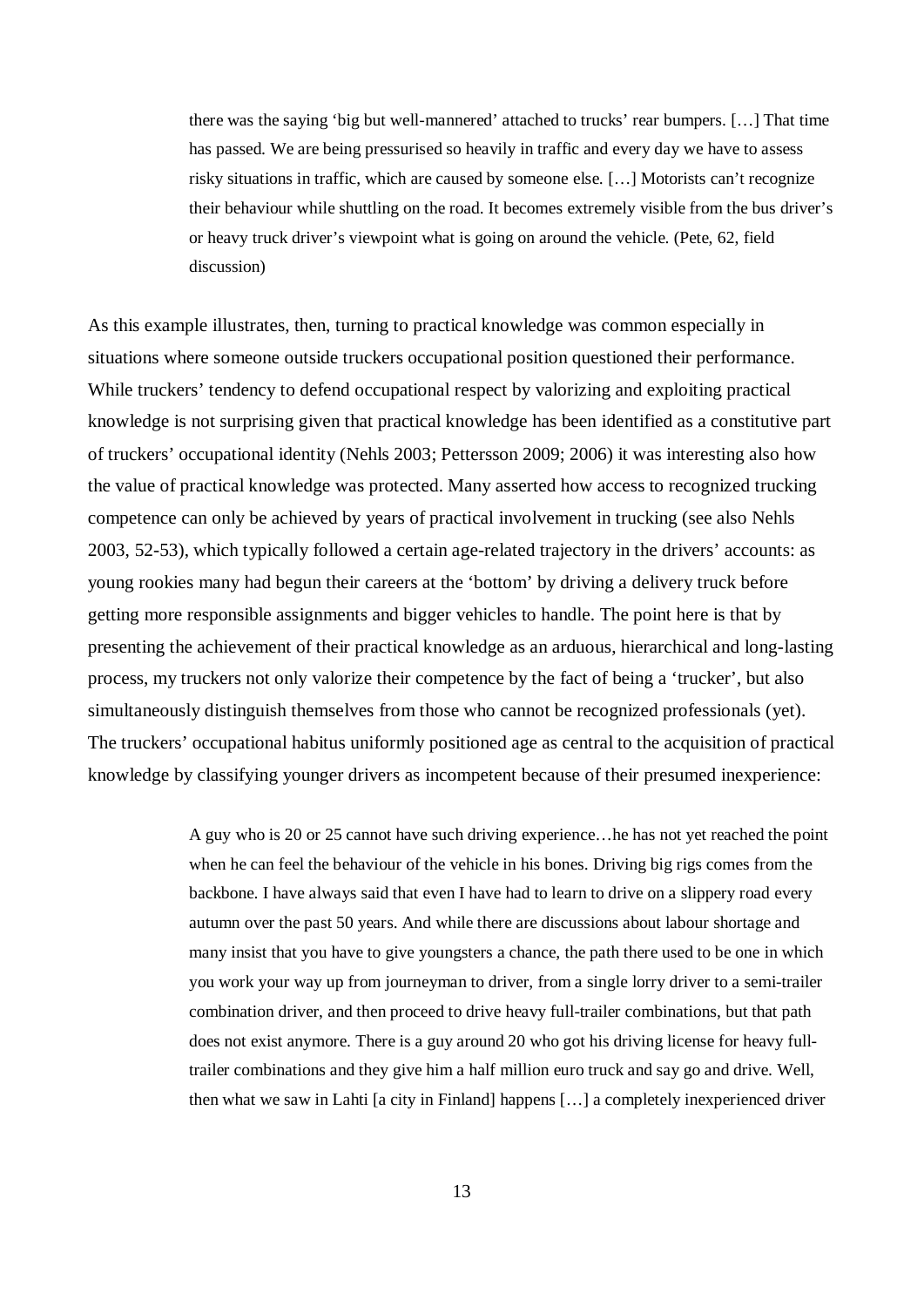> there was the saying 'big but well-mannered' attached to trucks' rear bumpers. […] That time has passed. We are being pressurised so heavily in traffic and every day we have to assess risky situations in traffic, which are caused by someone else. […] Motorists can't recognize their behaviour while shuttling on the road. It becomes extremely visible from the bus driver's or heavy truck driver's viewpoint what is going on around the vehicle. (Pete, 62, field discussion)

As this example illustrates, then, turning to practical knowledge was common especially in situations where someone outside truckers occupational position questioned their performance. While truckers' tendency to defend occupational respect by valorizing and exploiting practical knowledge is not surprising given that practical knowledge has been identified as a constitutive part of truckers' occupational identity (Nehls 2003; Pettersson 2009; 2006) it was interesting also how the value of practical knowledge was protected. Many asserted how access to recognized trucking competence can only be achieved by years of practical involvement in trucking (see also Nehls 2003, 52-53), which typically followed a certain age-related trajectory in the drivers' accounts: as young rookies many had begun their careers at the 'bottom' by driving a delivery truck before getting more responsible assignments and bigger vehicles to handle. The point here is that by presenting the achievement of their practical knowledge as an arduous, hierarchical and long-lasting process, my truckers not only valorize their competence by the fact of being a 'trucker', but also simultaneously distinguish themselves from those who cannot be recognized professionals (yet). The truckers' occupational habitus uniformly positioned age as central to the acquisition of practical knowledge by classifying younger drivers as incompetent because of their presumed inexperience:

> A guy who is 20 or 25 cannot have such driving experience…he has not yet reached the point when he can feel the behaviour of the vehicle in his bones. Driving big rigs comes from the backbone. I have always said that even I have had to learn to drive on a slippery road every autumn over the past 50 years. And while there are discussions about labour shortage and many insist that you have to give youngsters a chance, the path there used to be one in which you work your way up from journeyman to driver, from a single lorry driver to a semi-trailer combination driver, and then proceed to drive heavy full-trailer combinations, but that path does not exist anymore. There is a guy around 20 who got his driving license for heavy full-trailer combinations and they give him a half million euro truck and say go and drive. Well, then what we saw in Lahti [a city in Finland] happens […] a completely inexperienced driver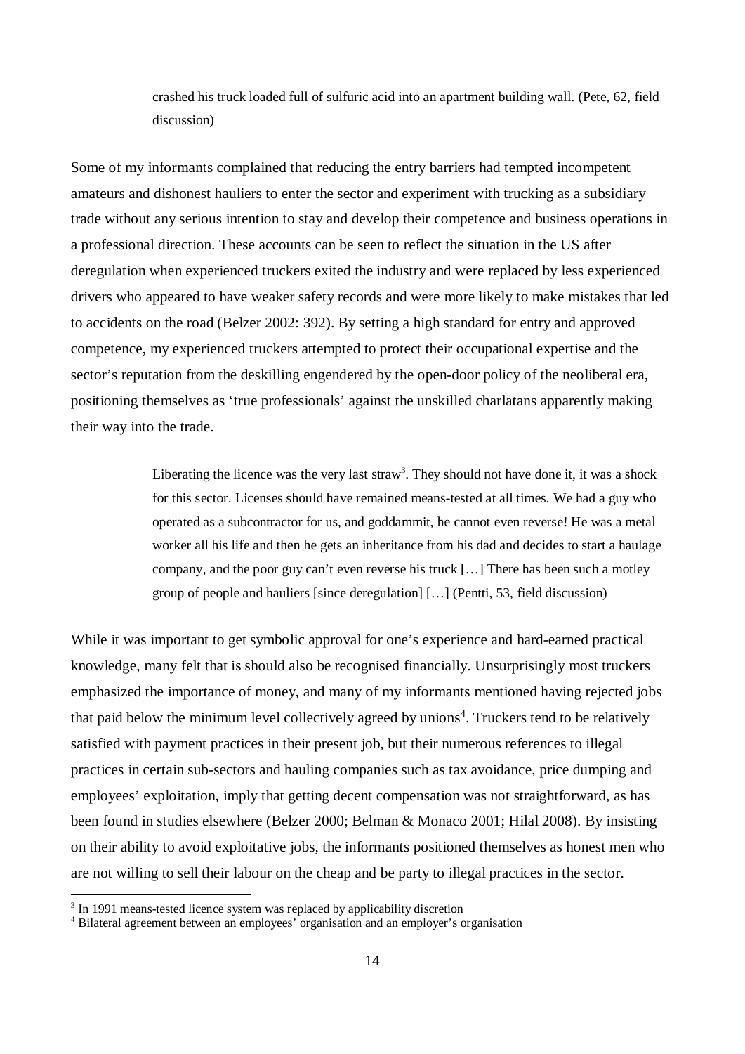> crashed his truck loaded full of sulfuric acid into an apartment building wall. (Pete, 62, field discussion)

Some of my informants complained that reducing the entry barriers had tempted incompetent amateurs and dishonest hauliers to enter the sector and experiment with trucking as a subsidiary trade without any serious intention to stay and develop their competence and business operations in a professional direction. These accounts can be seen to reflect the situation in the US after deregulation when experienced truckers exited the industry and were replaced by less experienced drivers who appeared to have weaker safety records and were more likely to make mistakes that led to accidents on the road (Belzer 2002: 392). By setting a high standard for entry and approved competence, my experienced truckers attempted to protect their occupational expertise and the sector's reputation from the deskilling engendered by the open-door policy of the neoliberal era, positioning themselves as 'true professionals' against the unskilled charlatans apparently making their way into the trade.

> Liberating the licence was the very last straw[3]. They should not have done it, it was a shock for this sector. Licenses should have remained means-tested at all times. We had a guy who operated as a subcontractor for us, and goddammit, he cannot even reverse! He was a metal worker all his life and then he gets an inheritance from his dad and decides to start a haulage company, and the poor guy can't even reverse his truck […] There has been such a motley group of people and hauliers [since deregulation] […] (Pentti, 53, field discussion)

While it was important to get symbolic approval for one's experience and hard-earned practical knowledge, many felt that is should also be recognised financially. Unsurprisingly most truckers emphasized the importance of money, and many of my informants mentioned having rejected jobs that paid below the minimum level collectively agreed by unions[4]. Truckers tend to be relatively satisfied with payment practices in their present job, but their numerous references to illegal practices in certain sub-sectors and hauling companies such as tax avoidance, price dumping and employees' exploitation, imply that getting decent compensation was not straightforward, as has been found in studies elsewhere (Belzer 2000; Belman & Monaco 2001; Hilal 2008). By insisting on their ability to avoid exploitative jobs, the informants positioned themselves as honest men who are not willing to sell their labour on the cheap and be party to illegal practices in the sector.

---

[3] In 1991 means-tested licence system was replaced by applicability discretion

[4] Bilateral agreement between an employees' organisation and an employer's organisation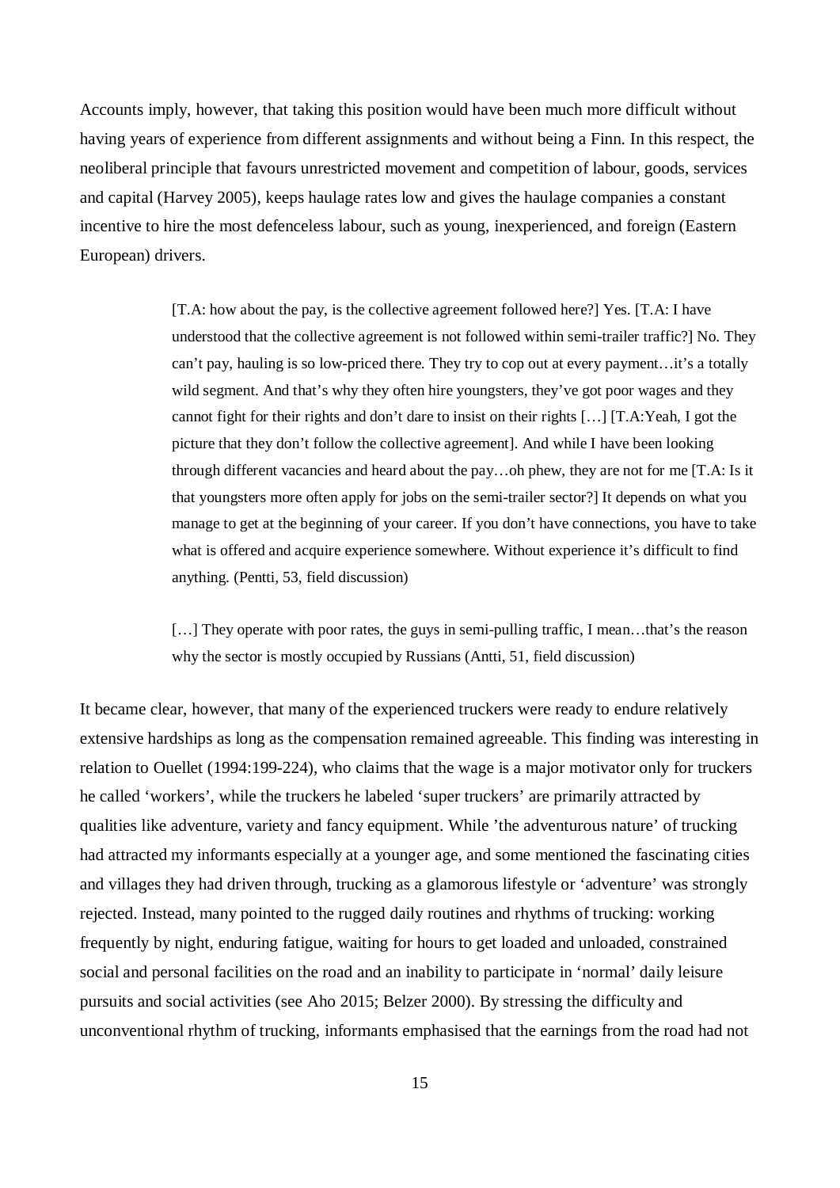Accounts imply, however, that taking this position would have been much more difficult without having years of experience from different assignments and without being a Finn. In this respect, the neoliberal principle that favours unrestricted movement and competition of labour, goods, services and capital (Harvey 2005), keeps haulage rates low and gives the haulage companies a constant incentive to hire the most defenceless labour, such as young, inexperienced, and foreign (Eastern European) drivers.

> [T.A: how about the pay, is the collective agreement followed here?] Yes. [T.A: I have understood that the collective agreement is not followed within semi-trailer traffic?] No. They can't pay, hauling is so low-priced there. They try to cop out at every payment…it's a totally wild segment. And that's why they often hire youngsters, they've got poor wages and they cannot fight for their rights and don't dare to insist on their rights […] [T.A:Yeah, I got the picture that they don't follow the collective agreement]. And while I have been looking through different vacancies and heard about the pay…oh phew, they are not for me [T.A: Is it that youngsters more often apply for jobs on the semi-trailer sector?] It depends on what you manage to get at the beginning of your career. If you don't have connections, you have to take what is offered and acquire experience somewhere. Without experience it's difficult to find anything. (Pentti, 53, field discussion)

> […] They operate with poor rates, the guys in semi-pulling traffic, I mean…that's the reason why the sector is mostly occupied by Russians (Antti, 51, field discussion)

It became clear, however, that many of the experienced truckers were ready to endure relatively extensive hardships as long as the compensation remained agreeable. This finding was interesting in relation to Ouellet (1994:199-224), who claims that the wage is a major motivator only for truckers he called 'workers', while the truckers he labeled 'super truckers' are primarily attracted by qualities like adventure, variety and fancy equipment. While 'the adventurous nature' of trucking had attracted my informants especially at a younger age, and some mentioned the fascinating cities and villages they had driven through, trucking as a glamorous lifestyle or 'adventure' was strongly rejected. Instead, many pointed to the rugged daily routines and rhythms of trucking: working frequently by night, enduring fatigue, waiting for hours to get loaded and unloaded, constrained social and personal facilities on the road and an inability to participate in 'normal' daily leisure pursuits and social activities (see Aho 2015; Belzer 2000). By stressing the difficulty and unconventional rhythm of trucking, informants emphasised that the earnings from the road had not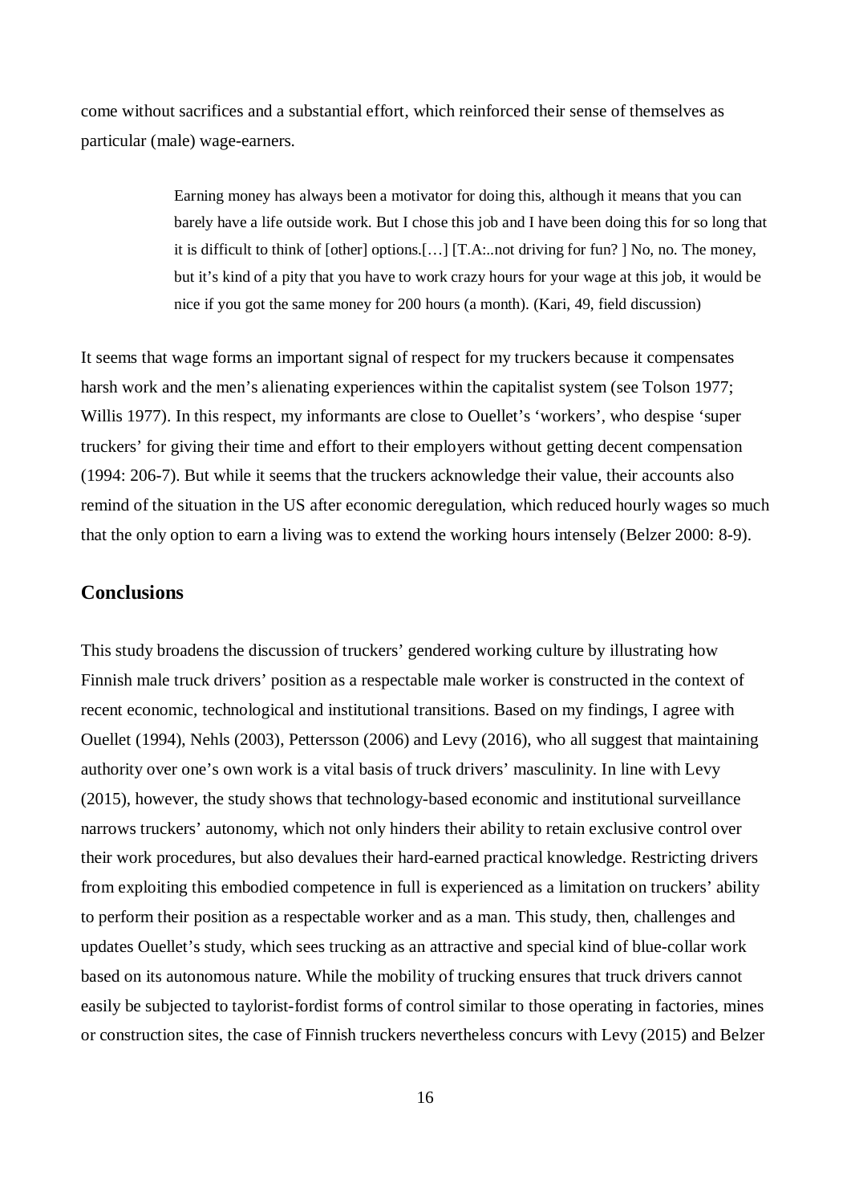come without sacrifices and a substantial effort, which reinforced their sense of themselves as particular (male) wage-earners.

> Earning money has always been a motivator for doing this, although it means that you can barely have a life outside work. But I chose this job and I have been doing this for so long that it is difficult to think of [other] options.[…] [T.A:..not driving for fun? ] No, no. The money, but it's kind of a pity that you have to work crazy hours for your wage at this job, it would be nice if you got the same money for 200 hours (a month). (Kari, 49, field discussion)

It seems that wage forms an important signal of respect for my truckers because it compensates harsh work and the men's alienating experiences within the capitalist system (see Tolson 1977; Willis 1977). In this respect, my informants are close to Ouellet's 'workers', who despise 'super truckers' for giving their time and effort to their employers without getting decent compensation (1994: 206-7). But while it seems that the truckers acknowledge their value, their accounts also remind of the situation in the US after economic deregulation, which reduced hourly wages so much that the only option to earn a living was to extend the working hours intensely (Belzer 2000: 8-9).

## Conclusions

This study broadens the discussion of truckers' gendered working culture by illustrating how Finnish male truck drivers' position as a respectable male worker is constructed in the context of recent economic, technological and institutional transitions. Based on my findings, I agree with Ouellet (1994), Nehls (2003), Pettersson (2006) and Levy (2016), who all suggest that maintaining authority over one's own work is a vital basis of truck drivers' masculinity. In line with Levy (2015), however, the study shows that technology-based economic and institutional surveillance narrows truckers' autonomy, which not only hinders their ability to retain exclusive control over their work procedures, but also devalues their hard-earned practical knowledge. Restricting drivers from exploiting this embodied competence in full is experienced as a limitation on truckers' ability to perform their position as a respectable worker and as a man. This study, then, challenges and updates Ouellet's study, which sees trucking as an attractive and special kind of blue-collar work based on its autonomous nature. While the mobility of trucking ensures that truck drivers cannot easily be subjected to taylorist-fordist forms of control similar to those operating in factories, mines or construction sites, the case of Finnish truckers nevertheless concurs with Levy (2015) and Belzer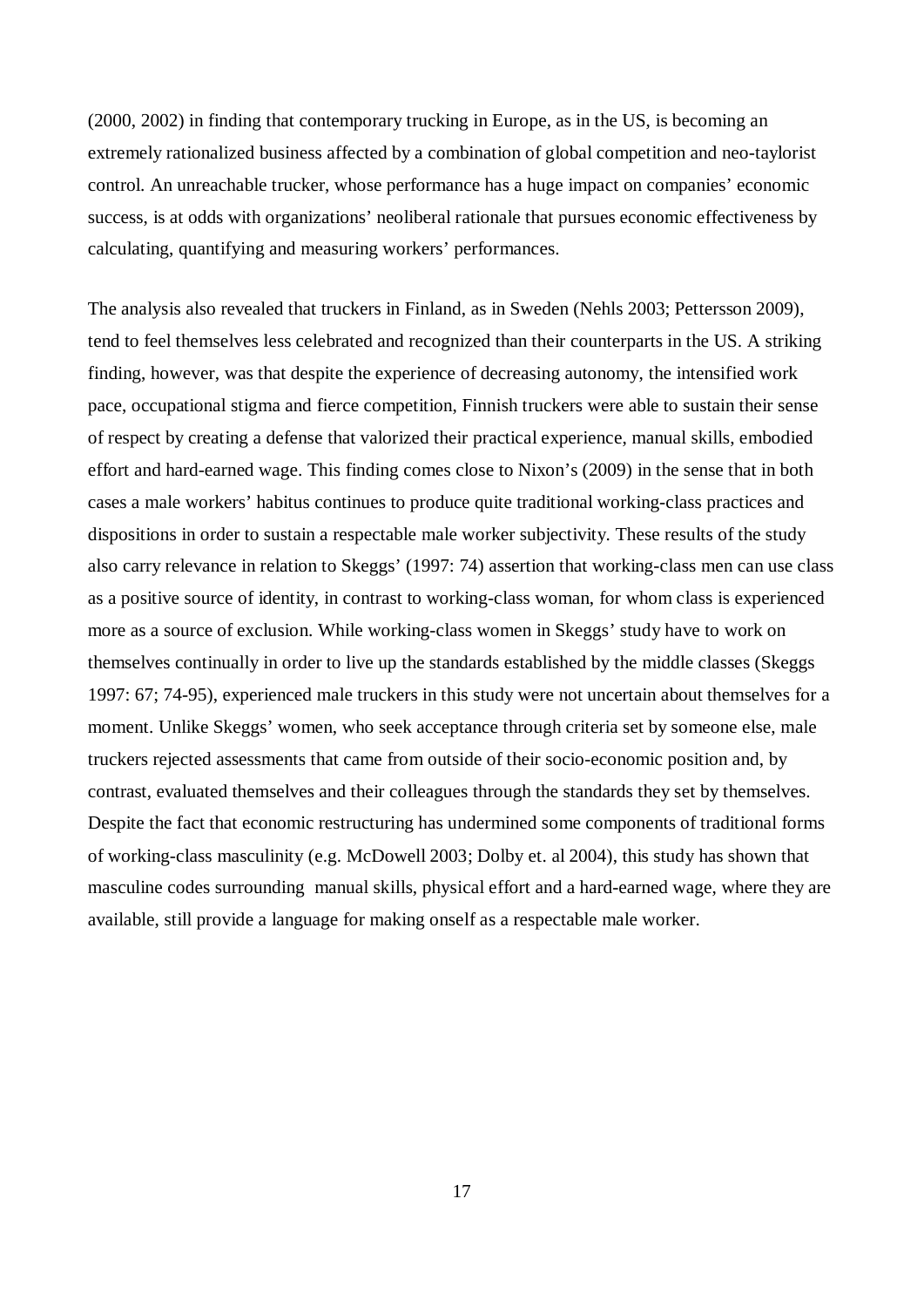(2000, 2002) in finding that contemporary trucking in Europe, as in the US, is becoming an extremely rationalized business affected by a combination of global competition and neo-taylorist control. An unreachable trucker, whose performance has a huge impact on companies' economic success, is at odds with organizations' neoliberal rationale that pursues economic effectiveness by calculating, quantifying and measuring workers' performances.

The analysis also revealed that truckers in Finland, as in Sweden (Nehls 2003; Pettersson 2009), tend to feel themselves less celebrated and recognized than their counterparts in the US. A striking finding, however, was that despite the experience of decreasing autonomy, the intensified work pace, occupational stigma and fierce competition, Finnish truckers were able to sustain their sense of respect by creating a defense that valorized their practical experience, manual skills, embodied effort and hard-earned wage. This finding comes close to Nixon's (2009) in the sense that in both cases a male workers' habitus continues to produce quite traditional working-class practices and dispositions in order to sustain a respectable male worker subjectivity. These results of the study also carry relevance in relation to Skeggs' (1997: 74) assertion that working-class men can use class as a positive source of identity, in contrast to working-class woman, for whom class is experienced more as a source of exclusion. While working-class women in Skeggs' study have to work on themselves continually in order to live up the standards established by the middle classes (Skeggs 1997: 67; 74-95), experienced male truckers in this study were not uncertain about themselves for a moment. Unlike Skeggs' women, who seek acceptance through criteria set by someone else, male truckers rejected assessments that came from outside of their socio-economic position and, by contrast, evaluated themselves and their colleagues through the standards they set by themselves. Despite the fact that economic restructuring has undermined some components of traditional forms of working-class masculinity (e.g. McDowell 2003; Dolby et. al 2004), this study has shown that masculine codes surrounding manual skills, physical effort and a hard-earned wage, where they are available, still provide a language for making onself as a respectable male worker.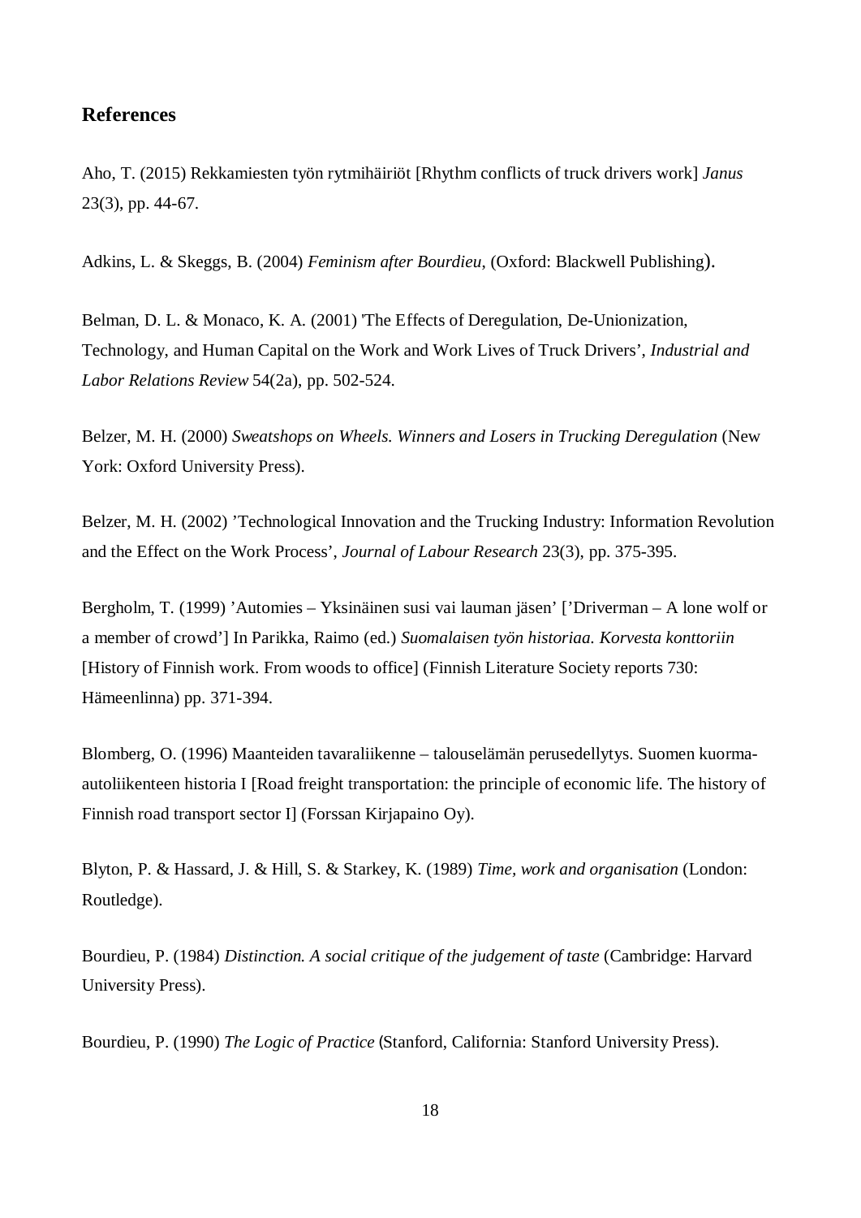## References

Aho, T. (2015) Rekkamiesten työn rytmihäiriöt [Rhythm conflicts of truck drivers work] *Janus* 23(3), pp. 44-67.

Adkins, L. & Skeggs, B. (2004) *Feminism after Bourdieu*, (Oxford: Blackwell Publishing).

Belman, D. L. & Monaco, K. A. (2001) 'The Effects of Deregulation, De-Unionization, Technology, and Human Capital on the Work and Work Lives of Truck Drivers', *Industrial and Labor Relations Review* 54(2a), pp. 502-524.

Belzer, M. H. (2000) *Sweatshops on Wheels. Winners and Losers in Trucking Deregulation* (New York: Oxford University Press).

Belzer, M. H. (2002) 'Technological Innovation and the Trucking Industry: Information Revolution and the Effect on the Work Process', *Journal of Labour Research* 23(3), pp. 375-395.

Bergholm, T. (1999) 'Automies – Yksinäinen susi vai lauman jäsen' ['Driverman – A lone wolf or a member of crowd'] In Parikka, Raimo (ed.) *Suomalaisen työn historiaa. Korvesta konttoriin* [History of Finnish work. From woods to office] (Finnish Literature Society reports 730: Hämeenlinna) pp. 371-394.

Blomberg, O. (1996) Maanteiden tavaraliikenne – talouselämän perusedellytys. Suomen kuorma-autoliikenteen historia I [Road freight transportation: the principle of economic life. The history of Finnish road transport sector I] (Forssan Kirjapaino Oy).

Blyton, P. & Hassard, J. & Hill, S. & Starkey, K. (1989) *Time, work and organisation* (London: Routledge).

Bourdieu, P. (1984) *Distinction. A social critique of the judgement of taste* (Cambridge: Harvard University Press).

Bourdieu, P. (1990) *The Logic of Practice* (Stanford, California: Stanford University Press).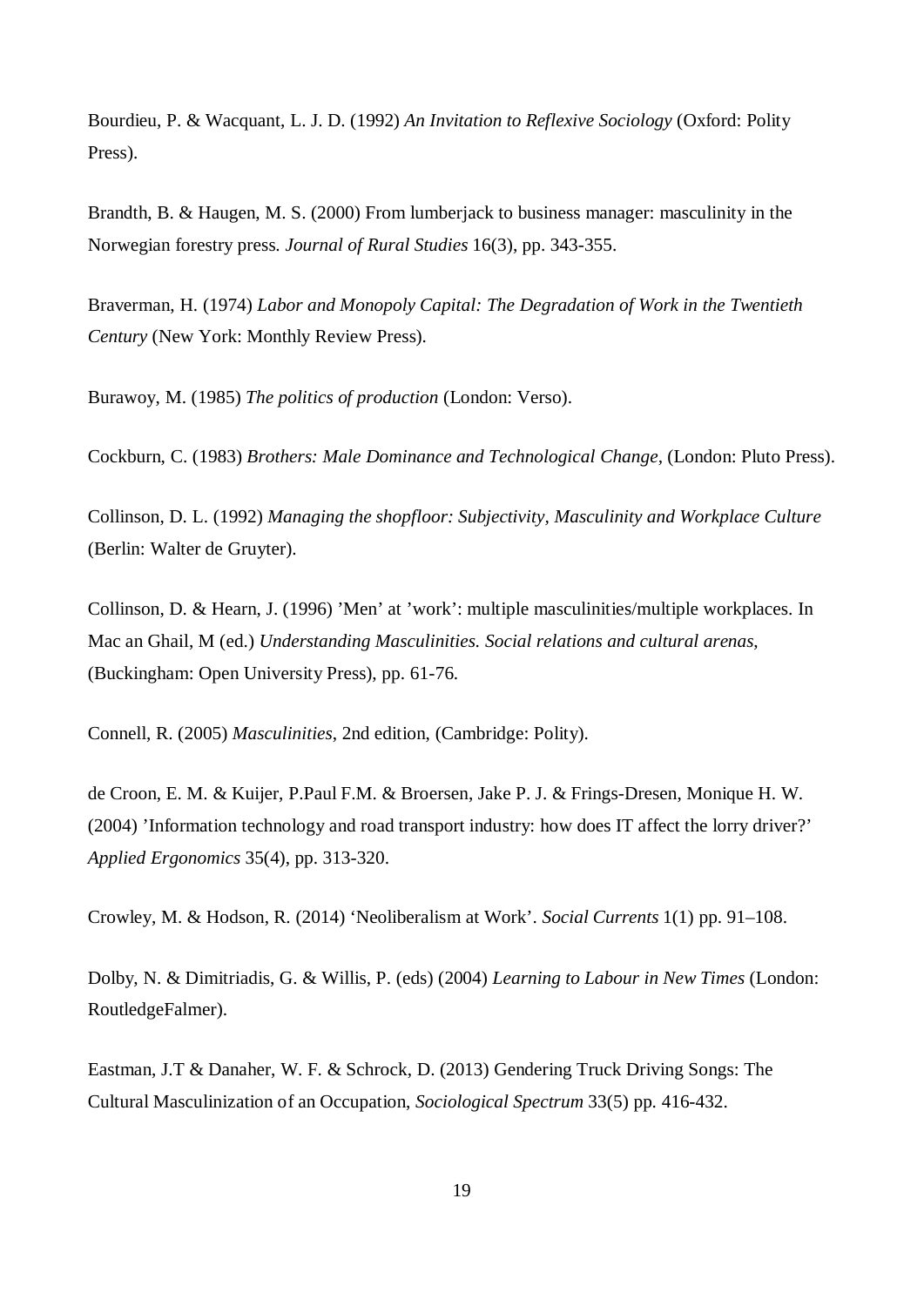Bourdieu, P. & Wacquant, L. J. D. (1992) *An Invitation to Reflexive Sociology* (Oxford: Polity Press).

Brandth, B. & Haugen, M. S. (2000) From lumberjack to business manager: masculinity in the Norwegian forestry press. *Journal of Rural Studies* 16(3), pp. 343-355.

Braverman, H. (1974) *Labor and Monopoly Capital: The Degradation of Work in the Twentieth Century* (New York: Monthly Review Press).

Burawoy, M. (1985) *The politics of production* (London: Verso).

Cockburn, C. (1983) *Brothers: Male Dominance and Technological Change*, (London: Pluto Press).

Collinson, D. L. (1992) *Managing the shopfloor: Subjectivity, Masculinity and Workplace Culture* (Berlin: Walter de Gruyter).

Collinson, D. & Hearn, J. (1996) 'Men' at 'work': multiple masculinities/multiple workplaces. In Mac an Ghail, M (ed.) *Understanding Masculinities. Social relations and cultural arenas*, (Buckingham: Open University Press), pp. 61-76.

Connell, R. (2005) *Masculinities*, 2nd edition, (Cambridge: Polity).

de Croon, E. M. & Kuijer, P.Paul F.M. & Broersen, Jake P. J. & Frings-Dresen, Monique H. W. (2004) 'Information technology and road transport industry: how does IT affect the lorry driver?' *Applied Ergonomics* 35(4), pp. 313-320.

Crowley, M. & Hodson, R. (2014) 'Neoliberalism at Work'. *Social Currents* 1(1) pp. 91–108.

Dolby, N. & Dimitriadis, G. & Willis, P. (eds) (2004) *Learning to Labour in New Times* (London: RoutledgeFalmer).

Eastman, J.T & Danaher, W. F. & Schrock, D. (2013) Gendering Truck Driving Songs: The Cultural Masculinization of an Occupation, *Sociological Spectrum* 33(5) pp. 416-432.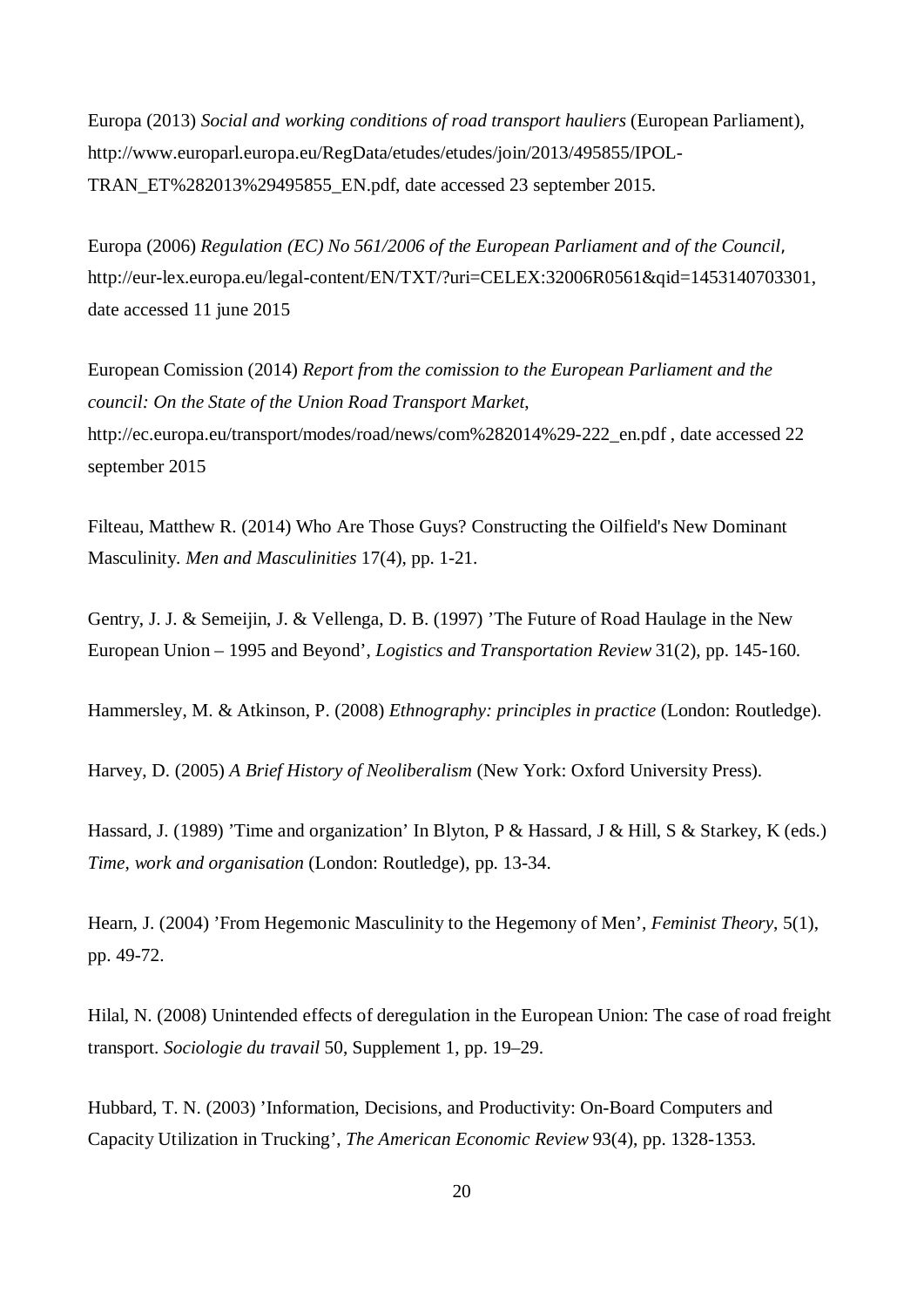Europa (2013) *Social and working conditions of road transport hauliers* (European Parliament), http://www.europarl.europa.eu/RegData/etudes/etudes/join/2013/495855/IPOL-TRAN_ET%282013%29495855_EN.pdf, date accessed 23 september 2015.

Europa (2006) *Regulation (EC) No 561/2006 of the European Parliament and of the Council*, http://eur-lex.europa.eu/legal-content/EN/TXT/?uri=CELEX:32006R0561&qid=1453140703301, date accessed 11 june 2015

European Comission (2014) *Report from the comission to the European Parliament and the council: On the State of the Union Road Transport Market*, http://ec.europa.eu/transport/modes/road/news/com%282014%29-222_en.pdf , date accessed 22 september 2015

Filteau, Matthew R. (2014) Who Are Those Guys? Constructing the Oilfield's New Dominant Masculinity. *Men and Masculinities* 17(4), pp. 1-21.

Gentry, J. J. & Semeijin, J. & Vellenga, D. B. (1997) 'The Future of Road Haulage in the New European Union – 1995 and Beyond', *Logistics and Transportation Review* 31(2), pp. 145-160.

Hammersley, M. & Atkinson, P. (2008) *Ethnography: principles in practice* (London: Routledge).

Harvey, D. (2005) *A Brief History of Neoliberalism* (New York: Oxford University Press).

Hassard, J. (1989) 'Time and organization' In Blyton, P & Hassard, J & Hill, S & Starkey, K (eds.) *Time, work and organisation* (London: Routledge), pp. 13-34.

Hearn, J. (2004) 'From Hegemonic Masculinity to the Hegemony of Men', *Feminist Theory*, 5(1), pp. 49-72.

Hilal, N. (2008) Unintended effects of deregulation in the European Union: The case of road freight transport. *Sociologie du travail* 50, Supplement 1, pp. 19–29.

Hubbard, T. N. (2003) 'Information, Decisions, and Productivity: On-Board Computers and Capacity Utilization in Trucking', *The American Economic Review* 93(4), pp. 1328-1353.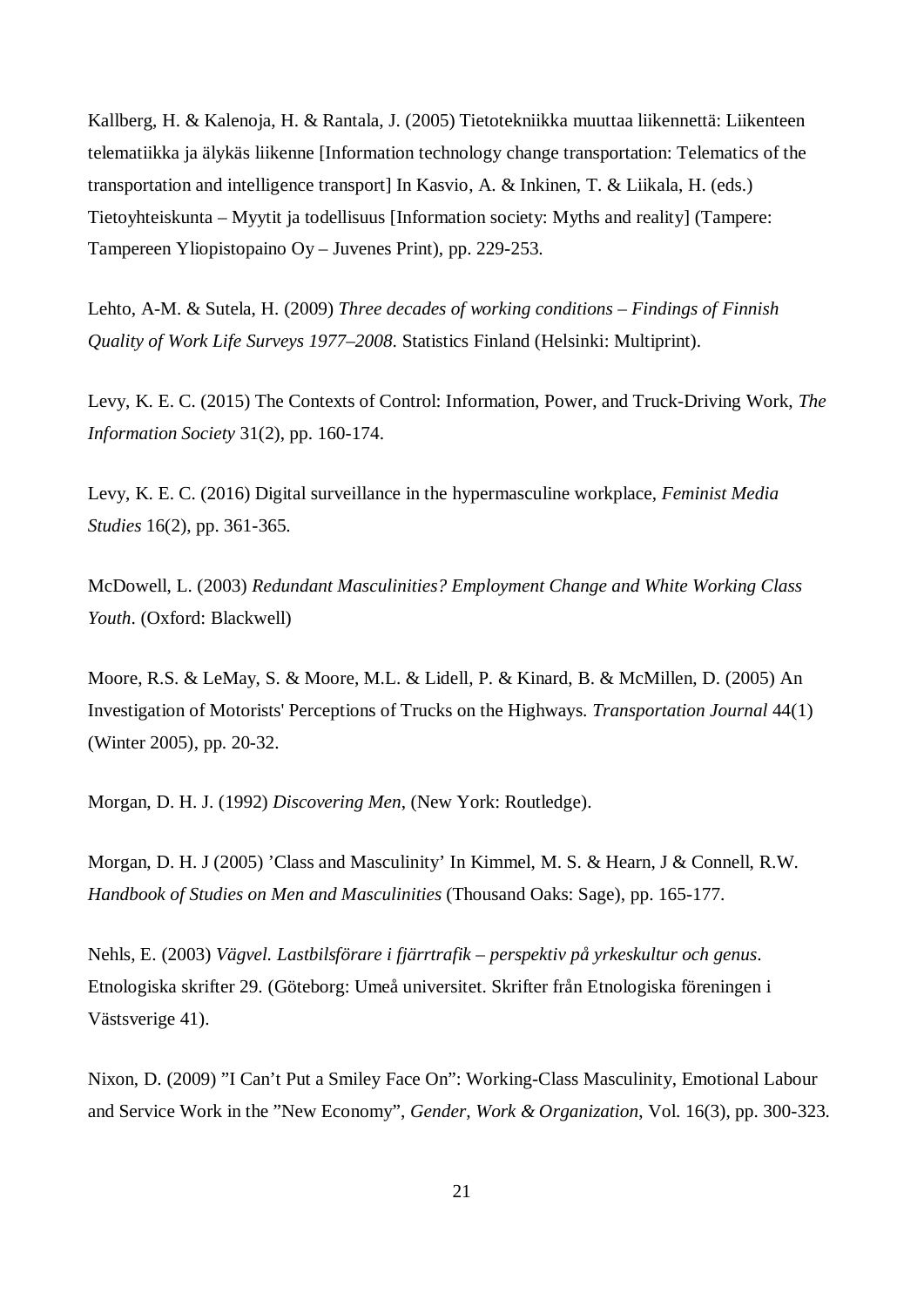Kallberg, H. & Kalenoja, H. & Rantala, J. (2005) Tietotekniikka muuttaa liikennettä: Liikenteen telematiikka ja älykäs liikenne [Information technology change transportation: Telematics of the transportation and intelligence transport] In Kasvio, A. & Inkinen, T. & Liikala, H. (eds.) Tietoyhteiskunta – Myytit ja todellisuus [Information society: Myths and reality] (Tampere: Tampereen Yliopistopaino Oy – Juvenes Print), pp. 229-253.

Lehto, A-M. & Sutela, H. (2009) *Three decades of working conditions – Findings of Finnish Quality of Work Life Surveys 1977–2008*. Statistics Finland (Helsinki: Multiprint).

Levy, K. E. C. (2015) The Contexts of Control: Information, Power, and Truck-Driving Work, *The Information Society* 31(2), pp. 160-174.

Levy, K. E. C. (2016) Digital surveillance in the hypermasculine workplace, *Feminist Media Studies* 16(2), pp. 361-365.

McDowell, L. (2003) *Redundant Masculinities? Employment Change and White Working Class Youth*. (Oxford: Blackwell)

Moore, R.S. & LeMay, S. & Moore, M.L. & Lidell, P. & Kinard, B. & McMillen, D. (2005) An Investigation of Motorists' Perceptions of Trucks on the Highways. *Transportation Journal* 44(1) (Winter 2005), pp. 20-32.

Morgan, D. H. J. (1992) *Discovering Men*, (New York: Routledge).

Morgan, D. H. J (2005) 'Class and Masculinity' In Kimmel, M. S. & Hearn, J & Connell, R.W. *Handbook of Studies on Men and Masculinities* (Thousand Oaks: Sage), pp. 165-177.

Nehls, E. (2003) *Vägvel. Lastbilsförare i fjärrtrafik – perspektiv på yrkeskultur och genus*. Etnologiska skrifter 29. (Göteborg: Umeå universitet. Skrifter från Etnologiska föreningen i Västsverige 41).

Nixon, D. (2009) "I Can't Put a Smiley Face On": Working-Class Masculinity, Emotional Labour and Service Work in the "New Economy", *Gender, Work & Organization*, Vol. 16(3), pp. 300-323.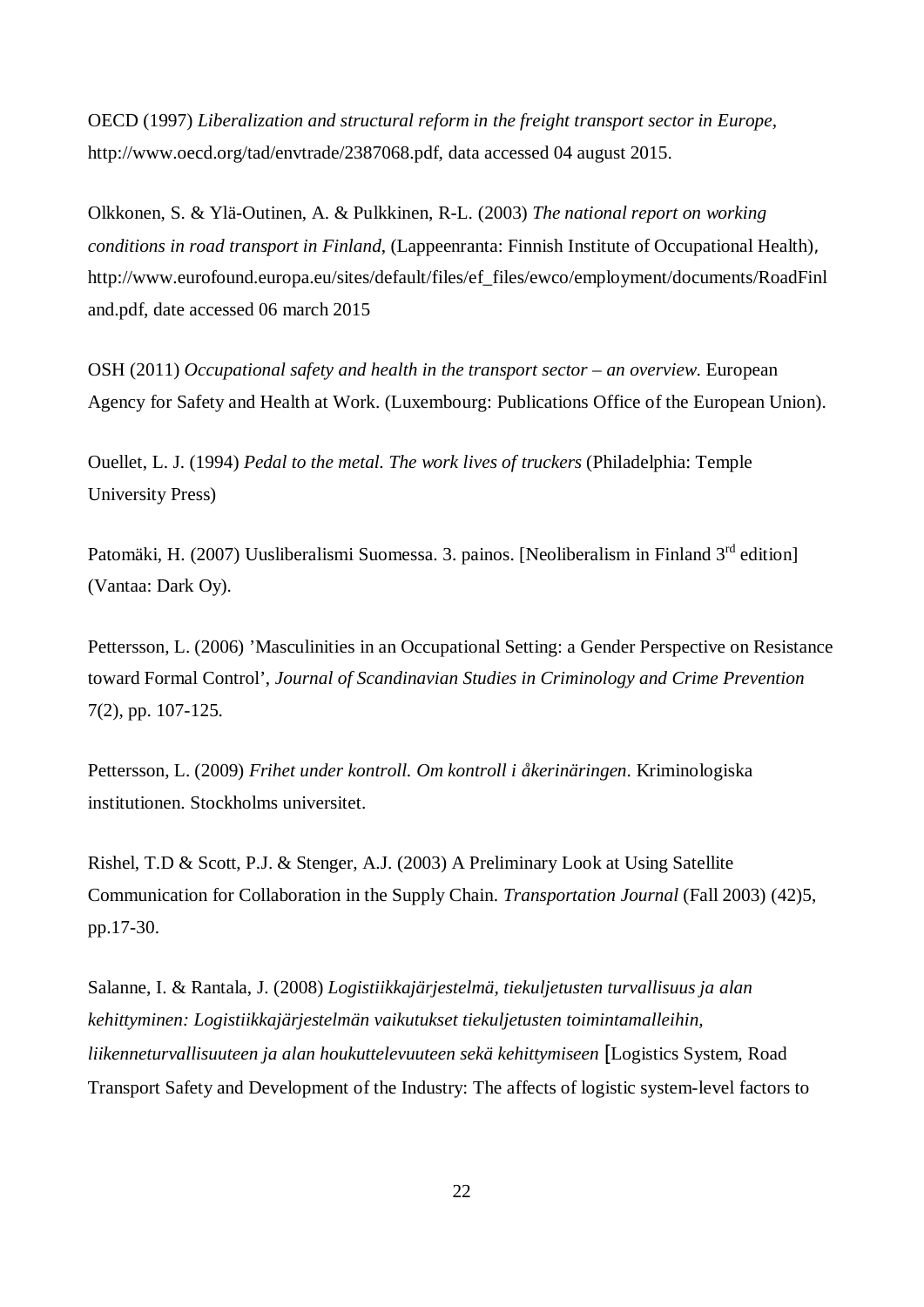OECD (1997) *Liberalization and structural reform in the freight transport sector in Europe*, http://www.oecd.org/tad/envtrade/2387068.pdf, data accessed 04 august 2015.

Olkkonen, S. & Ylä-Outinen, A. & Pulkkinen, R-L. (2003) *The national report on working conditions in road transport in Finland*, (Lappeenranta: Finnish Institute of Occupational Health), http://www.eurofound.europa.eu/sites/default/files/ef_files/ewco/employment/documents/RoadFinland.pdf, date accessed 06 march 2015

OSH (2011) *Occupational safety and health in the transport sector – an overview.* European Agency for Safety and Health at Work. (Luxembourg: Publications Office of the European Union).

Ouellet, L. J. (1994) *Pedal to the metal. The work lives of truckers* (Philadelphia: Temple University Press)

Patomäki, H. (2007) Uusliberalismi Suomessa. 3. painos. [Neoliberalism in Finland 3rd edition] (Vantaa: Dark Oy).

Pettersson, L. (2006) 'Masculinities in an Occupational Setting: a Gender Perspective on Resistance toward Formal Control', *Journal of Scandinavian Studies in Criminology and Crime Prevention* 7(2), pp. 107-125.

Pettersson, L. (2009) *Frihet under kontroll. Om kontroll i åkerinäringen*. Kriminologiska institutionen. Stockholms universitet.

Rishel, T.D & Scott, P.J. & Stenger, A.J. (2003) A Preliminary Look at Using Satellite Communication for Collaboration in the Supply Chain. *Transportation Journal* (Fall 2003) (42)5, pp.17-30.

Salanne, I. & Rantala, J. (2008) *Logistiikkajärjestelmä, tiekuljetusten turvallisuus ja alan kehittyminen: Logistiikkajärjestelmän vaikutukset tiekuljetusten toimintamalleihin, liikenneturvallisuuteen ja alan houkuttelevuuteen sekä kehittymiseen* [Logistics System, Road Transport Safety and Development of the Industry: The affects of logistic system-level factors to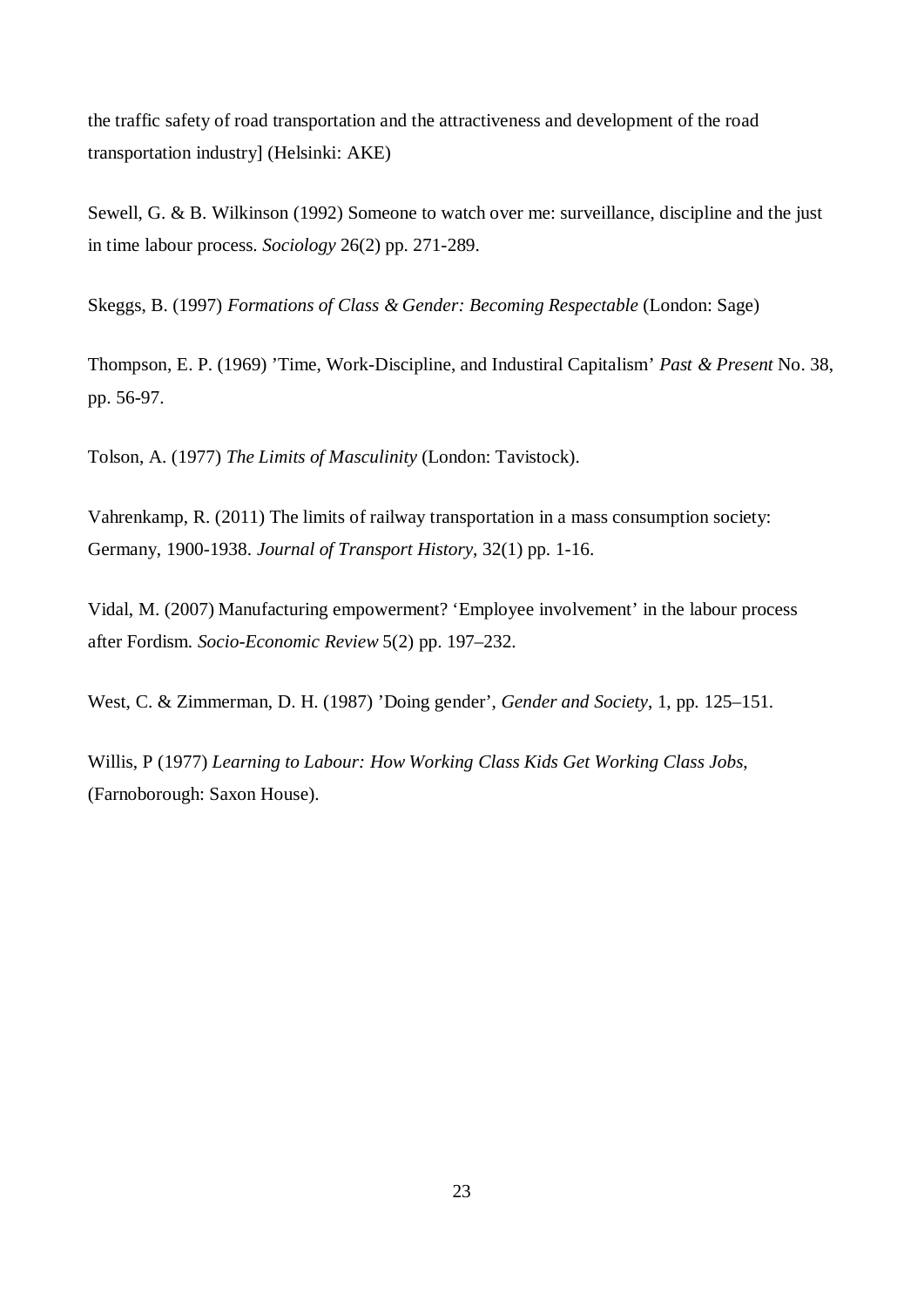the traffic safety of road transportation and the attractiveness and development of the road transportation industry] (Helsinki: AKE)

Sewell, G. & B. Wilkinson (1992) Someone to watch over me: surveillance, discipline and the just in time labour process. *Sociology* 26(2) pp. 271-289.

Skeggs, B. (1997) *Formations of Class & Gender: Becoming Respectable* (London: Sage)

Thompson, E. P. (1969) 'Time, Work-Discipline, and Industiral Capitalism' *Past & Present* No. 38, pp. 56-97.

Tolson, A. (1977) *The Limits of Masculinity* (London: Tavistock).

Vahrenkamp, R. (2011) The limits of railway transportation in a mass consumption society: Germany, 1900-1938. *Journal of Transport History*, 32(1) pp. 1-16.

Vidal, M. (2007) Manufacturing empowerment? 'Employee involvement' in the labour process after Fordism. *Socio-Economic Review* 5(2) pp. 197–232.

West, C. & Zimmerman, D. H. (1987) 'Doing gender', *Gender and Society*, 1, pp. 125–151.

Willis, P (1977) *Learning to Labour: How Working Class Kids Get Working Class Jobs*, (Farnoborough: Saxon House).